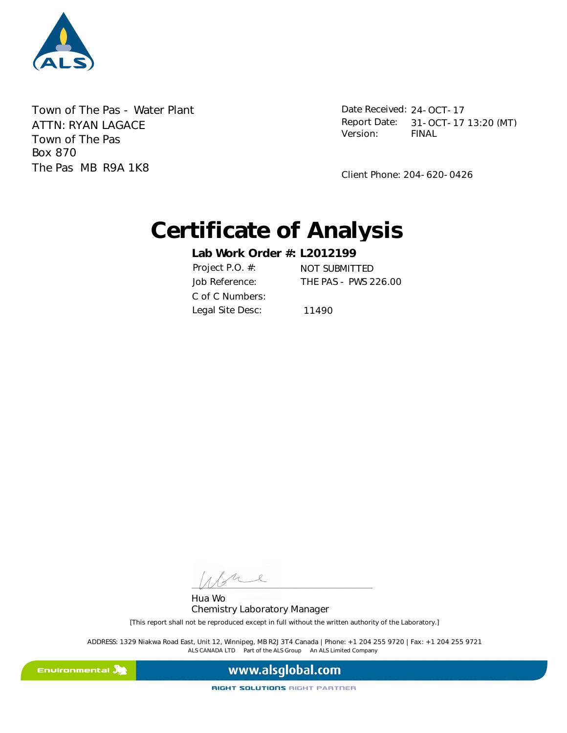Town of The Pas - Water Plant
ATTN: RYAN LAGACE
Town of The Pas
Box 870
The Pas MB R9A 1K8

Date Received: 24-OCT-17
Report Date: 31-OCT-17 13:20 (MT)
Version: FINAL

Client Phone: 204-620-0426

# Certificate of Analysis

**Lab Work Order #: L2012199**

Project P.O. #: NOT SUBMITTED
Job Reference: THE PAS - PWS 226.00
C of C Numbers:
Legal Site Desc: 11490

Hua Wo
Chemistry Laboratory Manager

[This report shall not be reproduced except in full without the written authority of the Laboratory.]

ADDRESS: 1329 Niakwa Road East, Unit 12, Winnipeg, MB R2J 3T4 Canada | Phone: +1 204 255 9720 | Fax: +1 204 255 9721
ALS CANADA LTD Part of the ALS Group An ALS Limited Company

Environmental www.alsglobal.com

RIGHT SOLUTIONS RIGHT PARTNER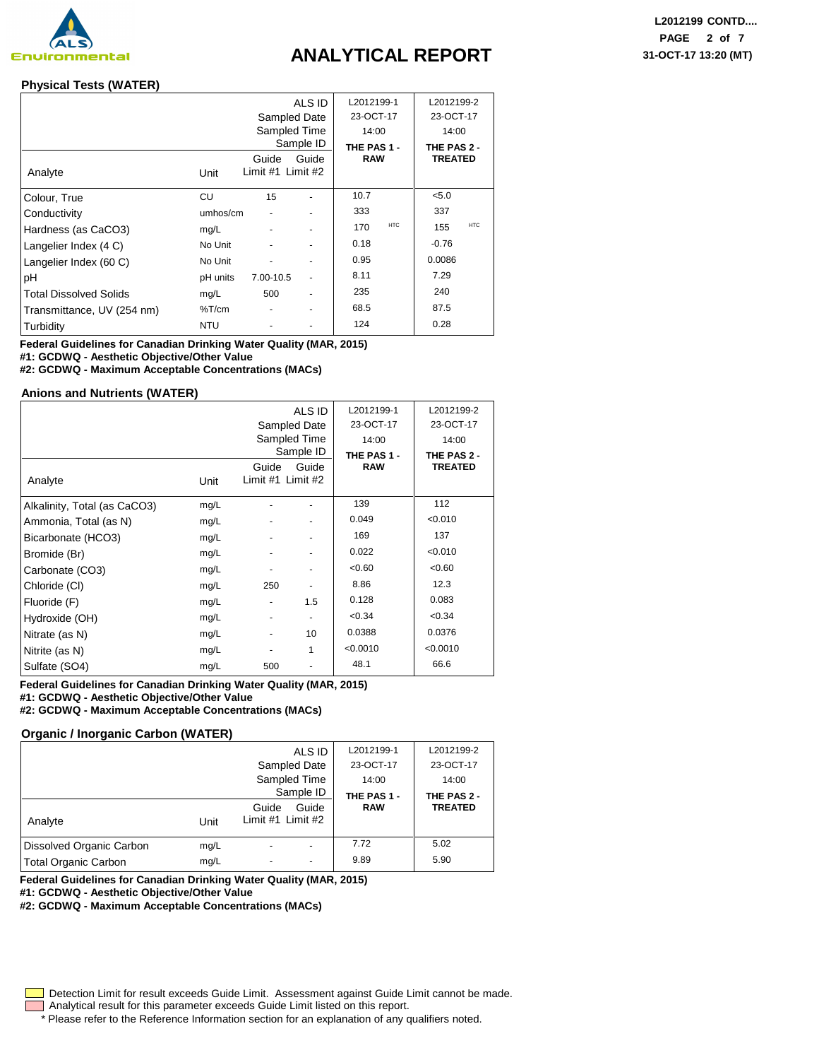# ANALYTICAL REPORT

## Physical Tests (WATER)

| | | | ALS ID | L2012199-1 | L2012199-2 |
|---|---|---|---|---|---|
| | | | Sampled Date | 23-OCT-17 | 23-OCT-17 |
| | | | Sampled Time | 14:00 | 14:00 |
| | | | Sample ID | **THE PAS 1 - RAW** | **THE PAS 2 - TREATED** |
| **Analyte** | **Unit** | **Guide Limit #1** | **Guide Limit #2** | | |
| Colour, True | CU | 15 | - | 10.7 | <5.0 |
| Conductivity | umhos/cm | - | - | 333 | 337 |
| Hardness (as CaCO3) | mg/L | - | - | 170 HTC | 155 HTC |
| Langelier Index (4 C) | No Unit | - | - | 0.18 | -0.76 |
| Langelier Index (60 C) | No Unit | - | - | 0.95 | 0.0086 |
| pH | pH units | 7.00-10.5 | - | 8.11 | 7.29 |
| Total Dissolved Solids | mg/L | 500 | - | 235 | 240 |
| Transmittance, UV (254 nm) | %T/cm | - | - | 68.5 | 87.5 |
| Turbidity | NTU | - | - | 124 | 0.28 |

**Federal Guidelines for Canadian Drinking Water Quality (MAR, 2015)**
**#1: GCDWQ - Aesthetic Objective/Other Value**
**#2: GCDWQ - Maximum Acceptable Concentrations (MACs)**

## Anions and Nutrients (WATER)

| | | | ALS ID | L2012199-1 | L2012199-2 |
|---|---|---|---|---|---|
| | | | Sampled Date | 23-OCT-17 | 23-OCT-17 |
| | | | Sampled Time | 14:00 | 14:00 |
| | | | Sample ID | **THE PAS 1 - RAW** | **THE PAS 2 - TREATED** |
| **Analyte** | **Unit** | **Guide Limit #1** | **Guide Limit #2** | | |
| Alkalinity, Total (as CaCO3) | mg/L | - | - | 139 | 112 |
| Ammonia, Total (as N) | mg/L | - | - | 0.049 | <0.010 |
| Bicarbonate (HCO3) | mg/L | - | - | 169 | 137 |
| Bromide (Br) | mg/L | - | - | 0.022 | <0.010 |
| Carbonate (CO3) | mg/L | - | - | <0.60 | <0.60 |
| Chloride (Cl) | mg/L | 250 | - | 8.86 | 12.3 |
| Fluoride (F) | mg/L | - | 1.5 | 0.128 | 0.083 |
| Hydroxide (OH) | mg/L | - | - | <0.34 | <0.34 |
| Nitrate (as N) | mg/L | - | 10 | 0.0388 | 0.0376 |
| Nitrite (as N) | mg/L | - | 1 | <0.0010 | <0.0010 |
| Sulfate (SO4) | mg/L | 500 | - | 48.1 | 66.6 |

**Federal Guidelines for Canadian Drinking Water Quality (MAR, 2015)**
**#1: GCDWQ - Aesthetic Objective/Other Value**
**#2: GCDWQ - Maximum Acceptable Concentrations (MACs)**

## Organic / Inorganic Carbon (WATER)

| | | | ALS ID | L2012199-1 | L2012199-2 |
|---|---|---|---|---|---|
| | | | Sampled Date | 23-OCT-17 | 23-OCT-17 |
| | | | Sampled Time | 14:00 | 14:00 |
| | | | Sample ID | **THE PAS 1 - RAW** | **THE PAS 2 - TREATED** |
| **Analyte** | **Unit** | **Guide Limit #1** | **Guide Limit #2** | | |
| Dissolved Organic Carbon | mg/L | - | - | 7.72 | 5.02 |
| Total Organic Carbon | mg/L | - | - | 9.89 | 5.90 |

**Federal Guidelines for Canadian Drinking Water Quality (MAR, 2015)**
**#1: GCDWQ - Aesthetic Objective/Other Value**
**#2: GCDWQ - Maximum Acceptable Concentrations (MACs)**

Detection Limit for result exceeds Guide Limit. Assessment against Guide Limit cannot be made.
Analytical result for this parameter exceeds Guide Limit listed on this report.
\* Please refer to the Reference Information section for an explanation of any qualifiers noted.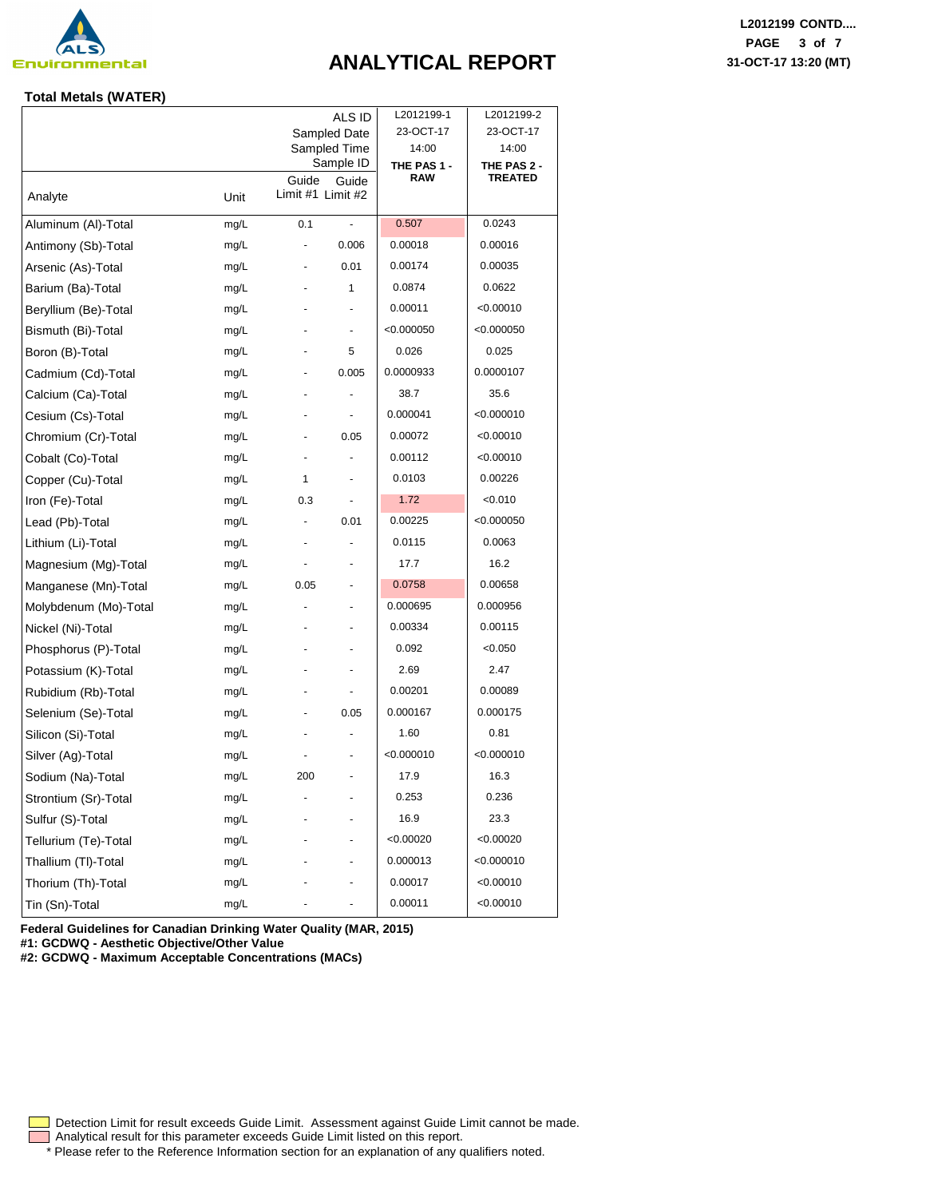## ANALYTICAL REPORT

### Total Metals (WATER)

| Analyte | Unit | Guide Limit #1 | Guide Limit #2 | L2012199-1 | L2012199-2 |
|---|---|---|---|---|---|
| ALS ID | | | | L2012199-1 | L2012199-2 |
| Sampled Date | | | | 23-OCT-17 | 23-OCT-17 |
| Sampled Time | | | | 14:00 | 14:00 |
| Sample ID | | | | **THE PAS 1 - RAW** | **THE PAS 2 - TREATED** |
| Aluminum (Al)-Total | mg/L | 0.1 | - | 0.507 | 0.0243 |
| Antimony (Sb)-Total | mg/L | - | 0.006 | 0.00018 | 0.00016 |
| Arsenic (As)-Total | mg/L | - | 0.01 | 0.00174 | 0.00035 |
| Barium (Ba)-Total | mg/L | - | 1 | 0.0874 | 0.0622 |
| Beryllium (Be)-Total | mg/L | - | - | 0.00011 | <0.00010 |
| Bismuth (Bi)-Total | mg/L | - | - | <0.000050 | <0.000050 |
| Boron (B)-Total | mg/L | - | 5 | 0.026 | 0.025 |
| Cadmium (Cd)-Total | mg/L | - | 0.005 | 0.0000933 | 0.0000107 |
| Calcium (Ca)-Total | mg/L | - | - | 38.7 | 35.6 |
| Cesium (Cs)-Total | mg/L | - | - | 0.000041 | <0.000010 |
| Chromium (Cr)-Total | mg/L | - | 0.05 | 0.00072 | <0.00010 |
| Cobalt (Co)-Total | mg/L | - | - | 0.00112 | <0.00010 |
| Copper (Cu)-Total | mg/L | 1 | - | 0.0103 | 0.00226 |
| Iron (Fe)-Total | mg/L | 0.3 | - | 1.72 | <0.010 |
| Lead (Pb)-Total | mg/L | - | 0.01 | 0.00225 | <0.000050 |
| Lithium (Li)-Total | mg/L | - | - | 0.0115 | 0.0063 |
| Magnesium (Mg)-Total | mg/L | - | - | 17.7 | 16.2 |
| Manganese (Mn)-Total | mg/L | 0.05 | - | 0.0758 | 0.00658 |
| Molybdenum (Mo)-Total | mg/L | - | - | 0.000695 | 0.000956 |
| Nickel (Ni)-Total | mg/L | - | - | 0.00334 | 0.00115 |
| Phosphorus (P)-Total | mg/L | - | - | 0.092 | <0.050 |
| Potassium (K)-Total | mg/L | - | - | 2.69 | 2.47 |
| Rubidium (Rb)-Total | mg/L | - | - | 0.00201 | 0.00089 |
| Selenium (Se)-Total | mg/L | - | 0.05 | 0.000167 | 0.000175 |
| Silicon (Si)-Total | mg/L | - | - | 1.60 | 0.81 |
| Silver (Ag)-Total | mg/L | - | - | <0.000010 | <0.000010 |
| Sodium (Na)-Total | mg/L | 200 | - | 17.9 | 16.3 |
| Strontium (Sr)-Total | mg/L | - | - | 0.253 | 0.236 |
| Sulfur (S)-Total | mg/L | - | - | 16.9 | 23.3 |
| Tellurium (Te)-Total | mg/L | - | - | <0.00020 | <0.00020 |
| Thallium (Tl)-Total | mg/L | - | - | 0.000013 | <0.000010 |
| Thorium (Th)-Total | mg/L | - | - | 0.00017 | <0.00010 |
| Tin (Sn)-Total | mg/L | - | - | 0.00011 | <0.00010 |

**Federal Guidelines for Canadian Drinking Water Quality (MAR, 2015)**
**#1: GCDWQ - Aesthetic Objective/Other Value**
**#2: GCDWQ - Maximum Acceptable Concentrations (MACs)**

Detection Limit for result exceeds Guide Limit. Assessment against Guide Limit cannot be made.
Analytical result for this parameter exceeds Guide Limit listed on this report.
\* Please refer to the Reference Information section for an explanation of any qualifiers noted.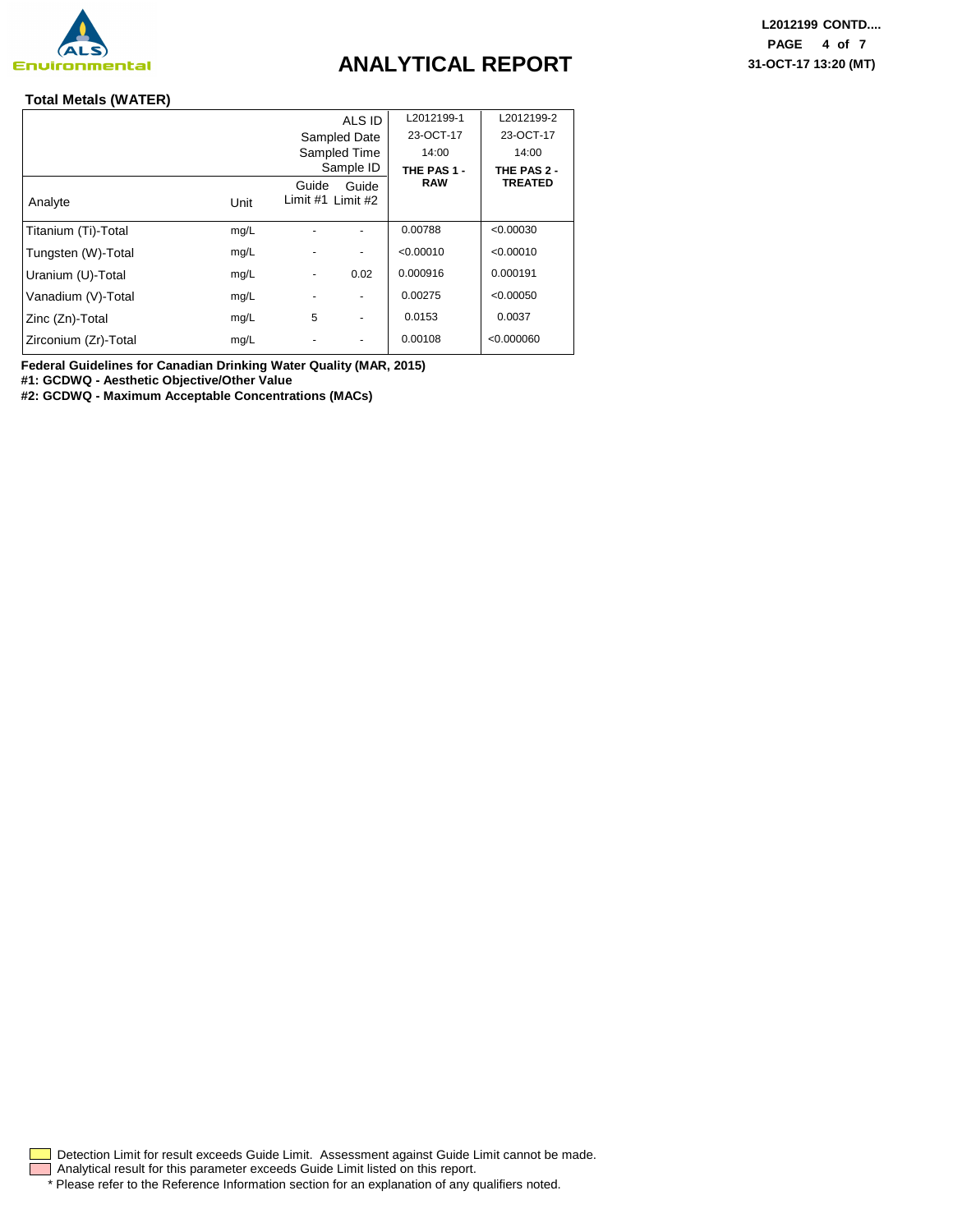# ANALYTICAL REPORT

## Total Metals (WATER)

| | | | ALS ID | L2012199-1 | L2012199-2 |
|---|---|---|---|---|---|
| | | | Sampled Date | 23-OCT-17 | 23-OCT-17 |
| | | | Sampled Time | 14:00 | 14:00 |
| | | | Sample ID | **THE PAS 1 - RAW** | **THE PAS 2 - TREATED** |
| Analyte | Unit | Guide Limit #1 | Guide Limit #2 | | |
| Titanium (Ti)-Total | mg/L | - | - | 0.00788 | <0.00030 |
| Tungsten (W)-Total | mg/L | - | - | <0.00010 | <0.00010 |
| Uranium (U)-Total | mg/L | - | 0.02 | 0.000916 | 0.000191 |
| Vanadium (V)-Total | mg/L | - | - | 0.00275 | <0.00050 |
| Zinc (Zn)-Total | mg/L | 5 | - | 0.0153 | 0.0037 |
| Zirconium (Zr)-Total | mg/L | - | - | 0.00108 | <0.000060 |

**Federal Guidelines for Canadian Drinking Water Quality (MAR, 2015)**
**#1: GCDWQ - Aesthetic Objective/Other Value**
**#2: GCDWQ - Maximum Acceptable Concentrations (MACs)**

Detection Limit for result exceeds Guide Limit. Assessment against Guide Limit cannot be made.
Analytical result for this parameter exceeds Guide Limit listed on this report.
* Please refer to the Reference Information section for an explanation of any qualifiers noted.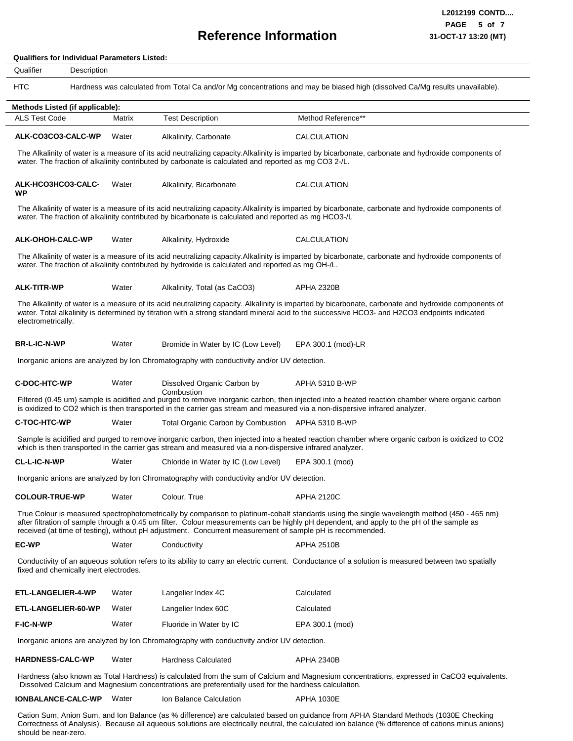# Reference Information

**Qualifiers for Individual Parameters Listed:**

| Qualifier | Description |
|---|---|
| HTC | Hardness was calculated from Total Ca and/or Mg concentrations and may be biased high (dissolved Ca/Mg results unavailable). |

**Methods Listed (if applicable):**

| ALS Test Code | Matrix | Test Description | Method Reference** |
|---|---|---|---|
| **ALK-CO3CO3-CALC-WP** | Water | Alkalinity, Carbonate | CALCULATION |

The Alkalinity of water is a measure of its acid neutralizing capacity.Alkalinity is imparted by bicarbonate, carbonate and hydroxide components of water. The fraction of alkalinity contributed by carbonate is calculated and reported as mg CO3 2-/L.

| ALS Test Code | Matrix | Test Description | Method Reference** |
|---|---|---|---|
| **ALK-HCO3HCO3-CALC-WP** | Water | Alkalinity, Bicarbonate | CALCULATION |

The Alkalinity of water is a measure of its acid neutralizing capacity.Alkalinity is imparted by bicarbonate, carbonate and hydroxide components of water. The fraction of alkalinity contributed by bicarbonate is calculated and reported as mg HCO3-/L

| ALS Test Code | Matrix | Test Description | Method Reference** |
|---|---|---|---|
| **ALK-OHOH-CALC-WP** | Water | Alkalinity, Hydroxide | CALCULATION |

The Alkalinity of water is a measure of its acid neutralizing capacity.Alkalinity is imparted by bicarbonate, carbonate and hydroxide components of water. The fraction of alkalinity contributed by hydroxide is calculated and reported as mg OH-/L.

| ALS Test Code | Matrix | Test Description | Method Reference** |
|---|---|---|---|
| **ALK-TITR-WP** | Water | Alkalinity, Total (as CaCO3) | APHA 2320B |

The Alkalinity of water is a measure of its acid neutralizing capacity. Alkalinity is imparted by bicarbonate, carbonate and hydroxide components of water. Total alkalinity is determined by titration with a strong standard mineral acid to the successive HCO3- and H2CO3 endpoints indicated electrometrically.

| ALS Test Code | Matrix | Test Description | Method Reference** |
|---|---|---|---|
| **BR-L-IC-N-WP** | Water | Bromide in Water by IC (Low Level) | EPA 300.1 (mod)-LR |

Inorganic anions are analyzed by Ion Chromatography with conductivity and/or UV detection.

| ALS Test Code | Matrix | Test Description | Method Reference** |
|---|---|---|---|
| **C-DOC-HTC-WP** | Water | Dissolved Organic Carbon by Combustion | APHA 5310 B-WP |

Filtered (0.45 um) sample is acidified and purged to remove inorganic carbon, then injected into a heated reaction chamber where organic carbon is oxidized to CO2 which is then transported in the carrier gas stream and measured via a non-dispersive infrared analyzer.

| ALS Test Code | Matrix | Test Description | Method Reference** |
|---|---|---|---|
| **C-TOC-HTC-WP** | Water | Total Organic Carbon by Combustion | APHA 5310 B-WP |

Sample is acidified and purged to remove inorganic carbon, then injected into a heated reaction chamber where organic carbon is oxidized to CO2 which is then transported in the carrier gas stream and measured via a non-dispersive infrared analyzer.

| ALS Test Code | Matrix | Test Description | Method Reference** |
|---|---|---|---|
| **CL-L-IC-N-WP** | Water | Chloride in Water by IC (Low Level) | EPA 300.1 (mod) |

Inorganic anions are analyzed by Ion Chromatography with conductivity and/or UV detection.

| ALS Test Code | Matrix | Test Description | Method Reference** |
|---|---|---|---|
| **COLOUR-TRUE-WP** | Water | Colour, True | APHA 2120C |

True Colour is measured spectrophotometrically by comparison to platinum-cobalt standards using the single wavelength method (450 - 465 nm) after filtration of sample through a 0.45 um filter. Colour measurements can be highly pH dependent, and apply to the pH of the sample as received (at time of testing), without pH adjustment. Concurrent measurement of sample pH is recommended.

| ALS Test Code | Matrix | Test Description | Method Reference** |
|---|---|---|---|
| **EC-WP** | Water | Conductivity | APHA 2510B |

Conductivity of an aqueous solution refers to its ability to carry an electric current. Conductance of a solution is measured between two spatially fixed and chemically inert electrodes.

| ALS Test Code | Matrix | Test Description | Method Reference** |
|---|---|---|---|
| **ETL-LANGELIER-4-WP** | Water | Langelier Index 4C | Calculated |
| **ETL-LANGELIER-60-WP** | Water | Langelier Index 60C | Calculated |
| **F-IC-N-WP** | Water | Fluoride in Water by IC | EPA 300.1 (mod) |

Inorganic anions are analyzed by Ion Chromatography with conductivity and/or UV detection.

| ALS Test Code | Matrix | Test Description | Method Reference** |
|---|---|---|---|
| **HARDNESS-CALC-WP** | Water | Hardness Calculated | APHA 2340B |

Hardness (also known as Total Hardness) is calculated from the sum of Calcium and Magnesium concentrations, expressed in CaCO3 equivalents. Dissolved Calcium and Magnesium concentrations are preferentially used for the hardness calculation.

| ALS Test Code | Matrix | Test Description | Method Reference** |
|---|---|---|---|
| **IONBALANCE-CALC-WP** | Water | Ion Balance Calculation | APHA 1030E |

Cation Sum, Anion Sum, and Ion Balance (as % difference) are calculated based on guidance from APHA Standard Methods (1030E Checking Correctness of Analysis). Because all aqueous solutions are electrically neutral, the calculated ion balance (% difference of cations minus anions) should be near-zero.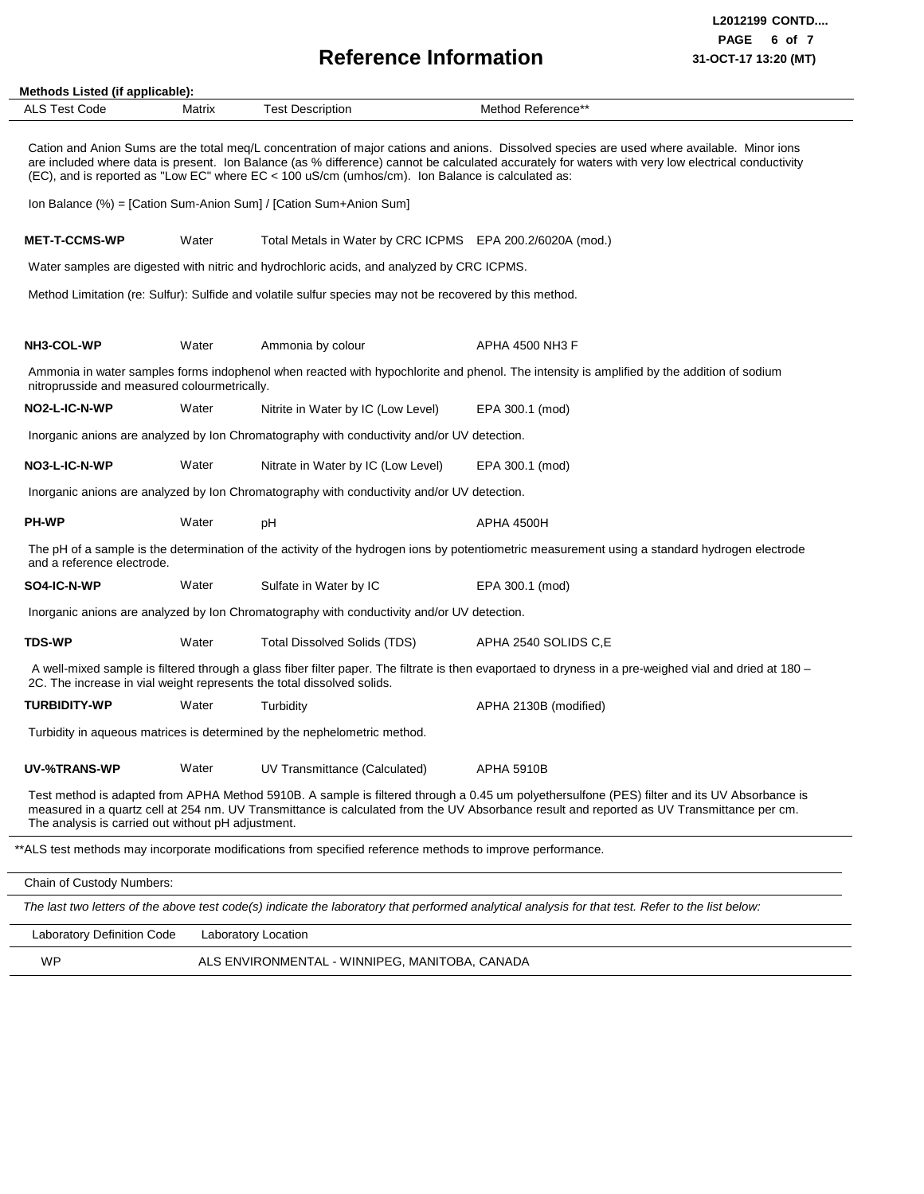# Reference Information

**Methods Listed (if applicable):**

| ALS Test Code | Matrix | Test Description | Method Reference** |
|---|---|---|---|

Cation and Anion Sums are the total meq/L concentration of major cations and anions. Dissolved species are used where available. Minor ions are included where data is present. Ion Balance (as % difference) cannot be calculated accurately for waters with very low electrical conductivity (EC), and is reported as "Low EC" where EC < 100 uS/cm (umhos/cm). Ion Balance is calculated as:

Ion Balance (%) = [Cation Sum-Anion Sum] / [Cation Sum+Anion Sum]

| ALS Test Code | Matrix | Test Description | Method Reference** |
|---|---|---|---|
| **MET-T-CCMS-WP** | Water | Total Metals in Water by CRC ICPMS | EPA 200.2/6020A (mod.) |

Water samples are digested with nitric and hydrochloric acids, and analyzed by CRC ICPMS.

Method Limitation (re: Sulfur): Sulfide and volatile sulfur species may not be recovered by this method.

| ALS Test Code | Matrix | Test Description | Method Reference** |
|---|---|---|---|
| **NH3-COL-WP** | Water | Ammonia by colour | APHA 4500 NH3 F |

Ammonia in water samples forms indophenol when reacted with hypochlorite and phenol. The intensity is amplified by the addition of sodium nitroprusside and measured colourmetrically.

| ALS Test Code | Matrix | Test Description | Method Reference** |
|---|---|---|---|
| **NO2-L-IC-N-WP** | Water | Nitrite in Water by IC (Low Level) | EPA 300.1 (mod) |

Inorganic anions are analyzed by Ion Chromatography with conductivity and/or UV detection.

| ALS Test Code | Matrix | Test Description | Method Reference** |
|---|---|---|---|
| **NO3-L-IC-N-WP** | Water | Nitrate in Water by IC (Low Level) | EPA 300.1 (mod) |

Inorganic anions are analyzed by Ion Chromatography with conductivity and/or UV detection.

| ALS Test Code | Matrix | Test Description | Method Reference** |
|---|---|---|---|
| **PH-WP** | Water | pH | APHA 4500H |

The pH of a sample is the determination of the activity of the hydrogen ions by potentiometric measurement using a standard hydrogen electrode and a reference electrode.

| ALS Test Code | Matrix | Test Description | Method Reference** |
|---|---|---|---|
| **SO4-IC-N-WP** | Water | Sulfate in Water by IC | EPA 300.1 (mod) |

Inorganic anions are analyzed by Ion Chromatography with conductivity and/or UV detection.

| ALS Test Code | Matrix | Test Description | Method Reference** |
|---|---|---|---|
| **TDS-WP** | Water | Total Dissolved Solids (TDS) | APHA 2540 SOLIDS C,E |

A well-mixed sample is filtered through a glass fiber filter paper. The filtrate is then evaportaed to dryness in a pre-weighed vial and dried at 180 – 2C. The increase in vial weight represents the total dissolved solids.

| ALS Test Code | Matrix | Test Description | Method Reference** |
|---|---|---|---|
| **TURBIDITY-WP** | Water | Turbidity | APHA 2130B (modified) |

Turbidity in aqueous matrices is determined by the nephelometric method.

| ALS Test Code | Matrix | Test Description | Method Reference** |
|---|---|---|---|
| **UV-%TRANS-WP** | Water | UV Transmittance (Calculated) | APHA 5910B |

Test method is adapted from APHA Method 5910B. A sample is filtered through a 0.45 um polyethersulfone (PES) filter and its UV Absorbance is measured in a quartz cell at 254 nm. UV Transmittance is calculated from the UV Absorbance result and reported as UV Transmittance per cm. The analysis is carried out without pH adjustment.

**ALS test methods may incorporate modifications from specified reference methods to improve performance.

Chain of Custody Numbers:

*The last two letters of the above test code(s) indicate the laboratory that performed analytical analysis for that test. Refer to the list below:*

| Laboratory Definition Code | Laboratory Location |
|---|---|
| WP | ALS ENVIRONMENTAL - WINNIPEG, MANITOBA, CANADA |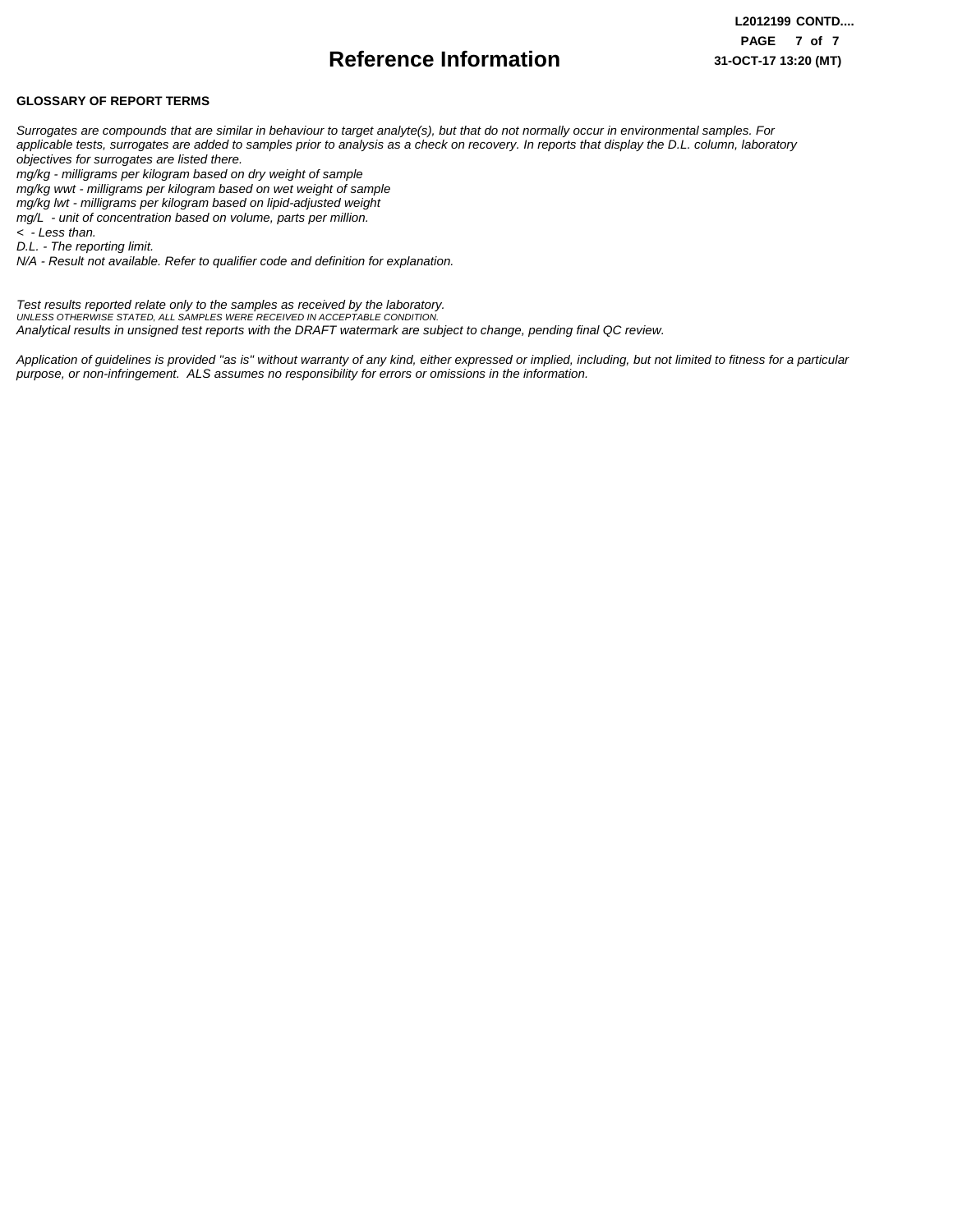# Reference Information

**GLOSSARY OF REPORT TERMS**

*Surrogates are compounds that are similar in behaviour to target analyte(s), but that do not normally occur in environmental samples. For applicable tests, surrogates are added to samples prior to analysis as a check on recovery. In reports that display the D.L. column, laboratory objectives for surrogates are listed there.*
*mg/kg - milligrams per kilogram based on dry weight of sample*
*mg/kg wwt - milligrams per kilogram based on wet weight of sample*
*mg/kg lwt - milligrams per kilogram based on lipid-adjusted weight*
*mg/L - unit of concentration based on volume, parts per million.*
*< - Less than.*
*D.L. - The reporting limit.*
*N/A - Result not available. Refer to qualifier code and definition for explanation.*

*Test results reported relate only to the samples as received by the laboratory.*
*UNLESS OTHERWISE STATED, ALL SAMPLES WERE RECEIVED IN ACCEPTABLE CONDITION.*
*Analytical results in unsigned test reports with the DRAFT watermark are subject to change, pending final QC review.*

*Application of guidelines is provided "as is" without warranty of any kind, either expressed or implied, including, but not limited to fitness for a particular purpose, or non-infringement. ALS assumes no responsibility for errors or omissions in the information.*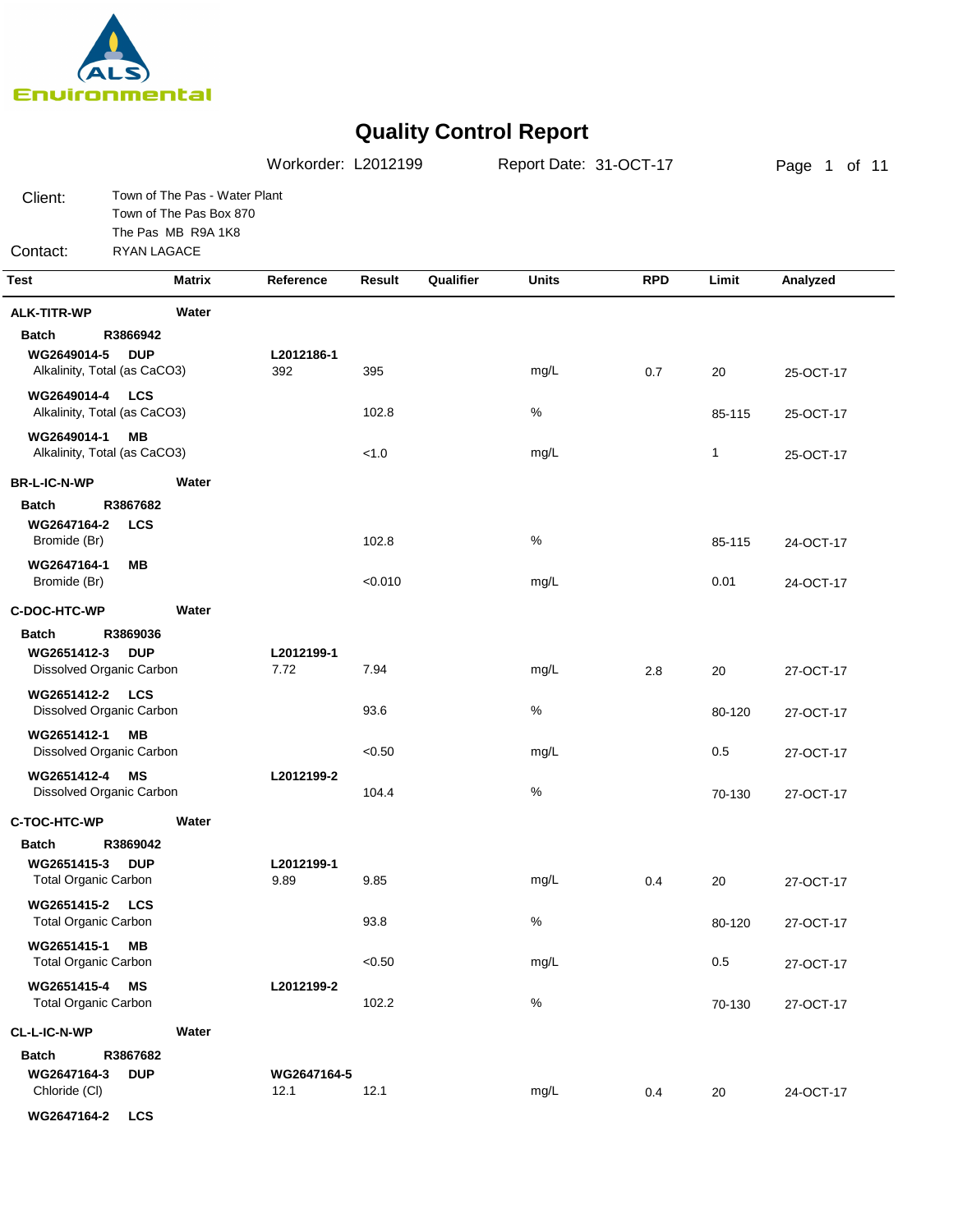# Quality Control Report

Workorder: L2012199 Report Date: 31-OCT-17

Client: Town of The Pas - Water Plant
Town of The Pas Box 870
The Pas MB R9A 1K8

Contact: RYAN LAGACE

| Test | Matrix | Reference | Result | Qualifier | Units | RPD | Limit | Analyzed |
|---|---|---|---|---|---|---|---|---|
| **ALK-TITR-WP** | **Water** | | | | | | | |
| **Batch** R3866942 | | | | | | | | |
| **WG2649014-5 DUP** | | **L2012186-1** | | | | | | |
| Alkalinity, Total (as CaCO3) | | 392 | 395 | | mg/L | 0.7 | 20 | 25-OCT-17 |
| **WG2649014-4 LCS** | | | | | | | | |
| Alkalinity, Total (as CaCO3) | | | 102.8 | | % | | 85-115 | 25-OCT-17 |
| **WG2649014-1 MB** | | | | | | | | |
| Alkalinity, Total (as CaCO3) | | | <1.0 | | mg/L | | 1 | 25-OCT-17 |
| **BR-L-IC-N-WP** | **Water** | | | | | | | |
| **Batch** R3867682 | | | | | | | | |
| **WG2647164-2 LCS** | | | | | | | | |
| Bromide (Br) | | | 102.8 | | % | | 85-115 | 24-OCT-17 |
| **WG2647164-1 MB** | | | | | | | | |
| Bromide (Br) | | | <0.010 | | mg/L | | 0.01 | 24-OCT-17 |
| **C-DOC-HTC-WP** | **Water** | | | | | | | |
| **Batch** R3869036 | | | | | | | | |
| **WG2651412-3 DUP** | | **L2012199-1** | | | | | | |
| Dissolved Organic Carbon | | 7.72 | 7.94 | | mg/L | 2.8 | 20 | 27-OCT-17 |
| **WG2651412-2 LCS** | | | | | | | | |
| Dissolved Organic Carbon | | | 93.6 | | % | | 80-120 | 27-OCT-17 |
| **WG2651412-1 MB** | | | | | | | | |
| Dissolved Organic Carbon | | | <0.50 | | mg/L | | 0.5 | 27-OCT-17 |
| **WG2651412-4 MS** | | **L2012199-2** | | | | | | |
| Dissolved Organic Carbon | | | 104.4 | | % | | 70-130 | 27-OCT-17 |
| **C-TOC-HTC-WP** | **Water** | | | | | | | |
| **Batch** R3869042 | | | | | | | | |
| **WG2651415-3 DUP** | | **L2012199-1** | | | | | | |
| Total Organic Carbon | | 9.89 | 9.85 | | mg/L | 0.4 | 20 | 27-OCT-17 |
| **WG2651415-2 LCS** | | | | | | | | |
| Total Organic Carbon | | | 93.8 | | % | | 80-120 | 27-OCT-17 |
| **WG2651415-1 MB** | | | | | | | | |
| Total Organic Carbon | | | <0.50 | | mg/L | | 0.5 | 27-OCT-17 |
| **WG2651415-4 MS** | | **L2012199-2** | | | | | | |
| Total Organic Carbon | | | 102.2 | | % | | 70-130 | 27-OCT-17 |
| **CL-L-IC-N-WP** | **Water** | | | | | | | |
| **Batch** R3867682 | | | | | | | | |
| **WG2647164-3 DUP** | | **WG2647164-5** | | | | | | |
| Chloride (Cl) | | 12.1 | 12.1 | | mg/L | 0.4 | 20 | 24-OCT-17 |
| **WG2647164-2 LCS** | | | | | | | | |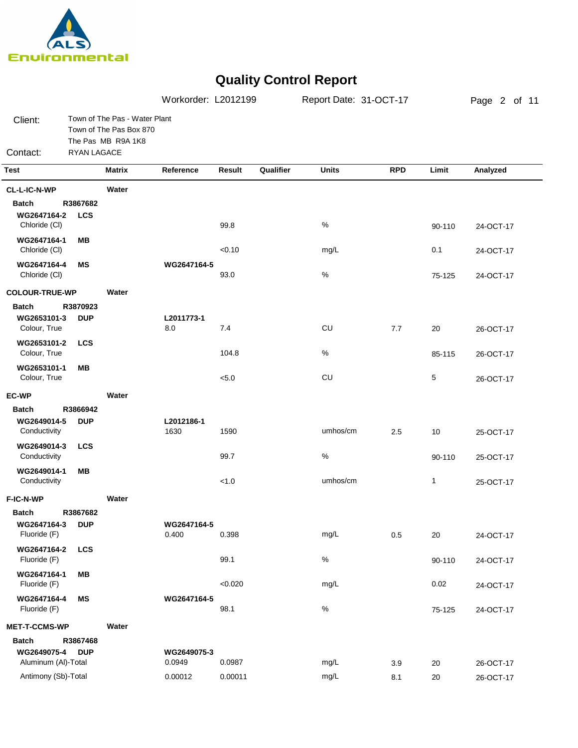# Quality Control Report

Workorder: L2012199 Report Date: 31-OCT-17

Client: Town of The Pas - Water Plant
Town of The Pas Box 870
The Pas MB R9A 1K8

Contact: RYAN LAGACE

| Test | Matrix | Reference | Result | Qualifier | Units | RPD | Limit | Analyzed |
|---|---|---|---|---|---|---|---|---|
| **CL-L-IC-N-WP** | **Water** | | | | | | | |
| **Batch R3867682** | | | | | | | | |
| **WG2647164-2 LCS** | | | | | | | | |
| Chloride (Cl) | | | 99.8 | | % | | 90-110 | 24-OCT-17 |
| **WG2647164-1 MB** | | | | | | | | |
| Chloride (Cl) | | | <0.10 | | mg/L | | 0.1 | 24-OCT-17 |
| **WG2647164-4 MS** | | **WG2647164-5** | | | | | | |
| Chloride (Cl) | | | 93.0 | | % | | 75-125 | 24-OCT-17 |
| **COLOUR-TRUE-WP** | **Water** | | | | | | | |
| **Batch R3870923** | | | | | | | | |
| **WG2653101-3 DUP** | | **L2011773-1** | | | | | | |
| Colour, True | | 8.0 | 7.4 | | CU | 7.7 | 20 | 26-OCT-17 |
| **WG2653101-2 LCS** | | | | | | | | |
| Colour, True | | | 104.8 | | % | | 85-115 | 26-OCT-17 |
| **WG2653101-1 MB** | | | | | | | | |
| Colour, True | | | <5.0 | | CU | | 5 | 26-OCT-17 |
| **EC-WP** | **Water** | | | | | | | |
| **Batch R3866942** | | | | | | | | |
| **WG2649014-5 DUP** | | **L2012186-1** | | | | | | |
| Conductivity | | 1630 | 1590 | | umhos/cm | 2.5 | 10 | 25-OCT-17 |
| **WG2649014-3 LCS** | | | | | | | | |
| Conductivity | | | 99.7 | | % | | 90-110 | 25-OCT-17 |
| **WG2649014-1 MB** | | | | | | | | |
| Conductivity | | | <1.0 | | umhos/cm | | 1 | 25-OCT-17 |
| **F-IC-N-WP** | **Water** | | | | | | | |
| **Batch R3867682** | | | | | | | | |
| **WG2647164-3 DUP** | | **WG2647164-5** | | | | | | |
| Fluoride (F) | | 0.400 | 0.398 | | mg/L | 0.5 | 20 | 24-OCT-17 |
| **WG2647164-2 LCS** | | | | | | | | |
| Fluoride (F) | | | 99.1 | | % | | 90-110 | 24-OCT-17 |
| **WG2647164-1 MB** | | | | | | | | |
| Fluoride (F) | | | <0.020 | | mg/L | | 0.02 | 24-OCT-17 |
| **WG2647164-4 MS** | | **WG2647164-5** | | | | | | |
| Fluoride (F) | | | 98.1 | | % | | 75-125 | 24-OCT-17 |
| **MET-T-CCMS-WP** | **Water** | | | | | | | |
| **Batch R3867468** | | | | | | | | |
| **WG2649075-4 DUP** | | **WG2649075-3** | | | | | | |
| Aluminum (Al)-Total | | 0.0949 | 0.0987 | | mg/L | 3.9 | 20 | 26-OCT-17 |
| Antimony (Sb)-Total | | 0.00012 | 0.00011 | | mg/L | 8.1 | 20 | 26-OCT-17 |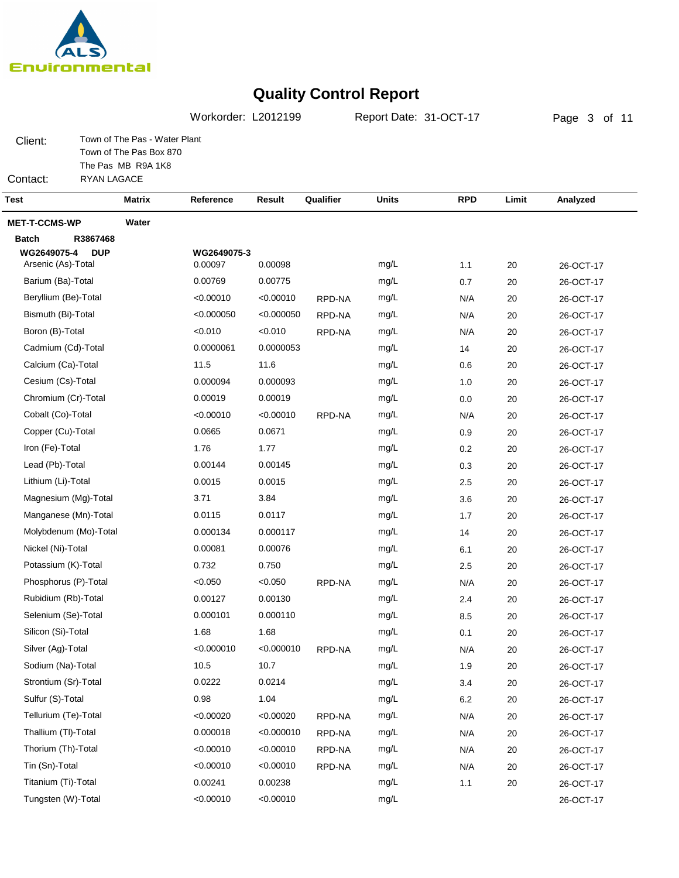# Quality Control Report

Workorder: L2012199 Report Date: 31-OCT-17

Client: Town of The Pas - Water Plant
Town of The Pas Box 870
The Pas MB R9A 1K8

Contact: RYAN LAGACE

| Test | Matrix | Reference | Result | Qualifier | Units | RPD | Limit | Analyzed |
|---|---|---|---|---|---|---|---|---|
| **MET-T-CCMS-WP** | **Water** | | | | | | | |
| **Batch R3867468** | | | | | | | | |
| **WG2649075-4 DUP** | | **WG2649075-3** | | | | | | |
| Arsenic (As)-Total | | 0.00097 | 0.00098 | | mg/L | 1.1 | 20 | 26-OCT-17 |
| Barium (Ba)-Total | | 0.00769 | 0.00775 | | mg/L | 0.7 | 20 | 26-OCT-17 |
| Beryllium (Be)-Total | | <0.00010 | <0.00010 | RPD-NA | mg/L | N/A | 20 | 26-OCT-17 |
| Bismuth (Bi)-Total | | <0.000050 | <0.000050 | RPD-NA | mg/L | N/A | 20 | 26-OCT-17 |
| Boron (B)-Total | | <0.010 | <0.010 | RPD-NA | mg/L | N/A | 20 | 26-OCT-17 |
| Cadmium (Cd)-Total | | 0.0000061 | 0.0000053 | | mg/L | 14 | 20 | 26-OCT-17 |
| Calcium (Ca)-Total | | 11.5 | 11.6 | | mg/L | 0.6 | 20 | 26-OCT-17 |
| Cesium (Cs)-Total | | 0.000094 | 0.000093 | | mg/L | 1.0 | 20 | 26-OCT-17 |
| Chromium (Cr)-Total | | 0.00019 | 0.00019 | | mg/L | 0.0 | 20 | 26-OCT-17 |
| Cobalt (Co)-Total | | <0.00010 | <0.00010 | RPD-NA | mg/L | N/A | 20 | 26-OCT-17 |
| Copper (Cu)-Total | | 0.0665 | 0.0671 | | mg/L | 0.9 | 20 | 26-OCT-17 |
| Iron (Fe)-Total | | 1.76 | 1.77 | | mg/L | 0.2 | 20 | 26-OCT-17 |
| Lead (Pb)-Total | | 0.00144 | 0.00145 | | mg/L | 0.3 | 20 | 26-OCT-17 |
| Lithium (Li)-Total | | 0.0015 | 0.0015 | | mg/L | 2.5 | 20 | 26-OCT-17 |
| Magnesium (Mg)-Total | | 3.71 | 3.84 | | mg/L | 3.6 | 20 | 26-OCT-17 |
| Manganese (Mn)-Total | | 0.0115 | 0.0117 | | mg/L | 1.7 | 20 | 26-OCT-17 |
| Molybdenum (Mo)-Total | | 0.000134 | 0.000117 | | mg/L | 14 | 20 | 26-OCT-17 |
| Nickel (Ni)-Total | | 0.00081 | 0.00076 | | mg/L | 6.1 | 20 | 26-OCT-17 |
| Potassium (K)-Total | | 0.732 | 0.750 | | mg/L | 2.5 | 20 | 26-OCT-17 |
| Phosphorus (P)-Total | | <0.050 | <0.050 | RPD-NA | mg/L | N/A | 20 | 26-OCT-17 |
| Rubidium (Rb)-Total | | 0.00127 | 0.00130 | | mg/L | 2.4 | 20 | 26-OCT-17 |
| Selenium (Se)-Total | | 0.000101 | 0.000110 | | mg/L | 8.5 | 20 | 26-OCT-17 |
| Silicon (Si)-Total | | 1.68 | 1.68 | | mg/L | 0.1 | 20 | 26-OCT-17 |
| Silver (Ag)-Total | | <0.000010 | <0.000010 | RPD-NA | mg/L | N/A | 20 | 26-OCT-17 |
| Sodium (Na)-Total | | 10.5 | 10.7 | | mg/L | 1.9 | 20 | 26-OCT-17 |
| Strontium (Sr)-Total | | 0.0222 | 0.0214 | | mg/L | 3.4 | 20 | 26-OCT-17 |
| Sulfur (S)-Total | | 0.98 | 1.04 | | mg/L | 6.2 | 20 | 26-OCT-17 |
| Tellurium (Te)-Total | | <0.00020 | <0.00020 | RPD-NA | mg/L | N/A | 20 | 26-OCT-17 |
| Thallium (Tl)-Total | | 0.000018 | <0.000010 | RPD-NA | mg/L | N/A | 20 | 26-OCT-17 |
| Thorium (Th)-Total | | <0.00010 | <0.00010 | RPD-NA | mg/L | N/A | 20 | 26-OCT-17 |
| Tin (Sn)-Total | | <0.00010 | <0.00010 | RPD-NA | mg/L | N/A | 20 | 26-OCT-17 |
| Titanium (Ti)-Total | | 0.00241 | 0.00238 | | mg/L | 1.1 | 20 | 26-OCT-17 |
| Tungsten (W)-Total | | <0.00010 | <0.00010 | | mg/L | | | 26-OCT-17 |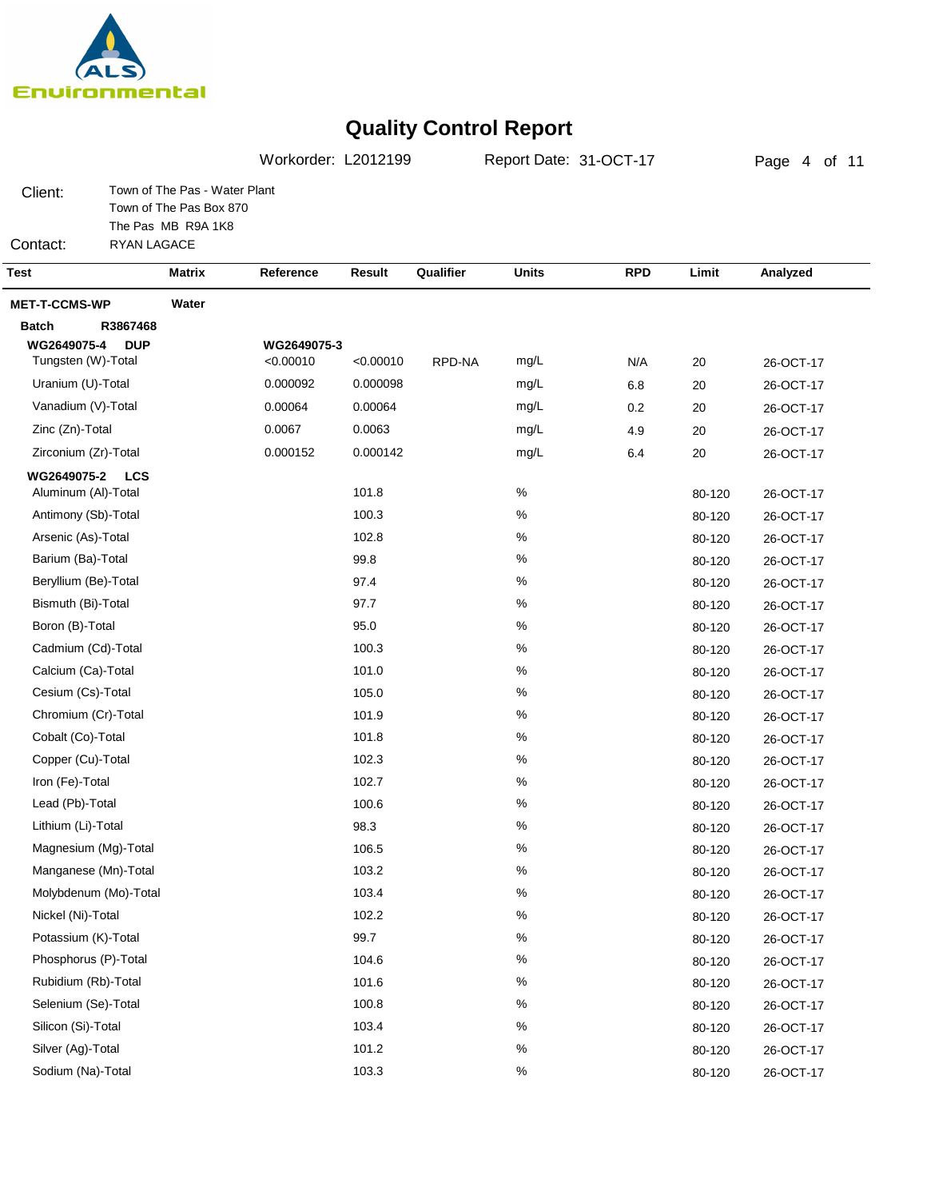ALS Environmental

# Quality Control Report

Workorder: L2012199 Report Date: 31-OCT-17

Client: Town of The Pas - Water Plant
Town of The Pas Box 870
The Pas MB R9A 1K8

Contact: RYAN LAGACE

| Test | Matrix | Reference | Result | Qualifier | Units | RPD | Limit | Analyzed |
|---|---|---|---|---|---|---|---|---|
| **MET-T-CCMS-WP** | **Water** | | | | | | | |
| **Batch R3867468** | | | | | | | | |
| **WG2649075-4 DUP** | | **WG2649075-3** | | | | | | |
| Tungsten (W)-Total | | <0.00010 | <0.00010 | RPD-NA | mg/L | N/A | 20 | 26-OCT-17 |
| Uranium (U)-Total | | 0.000092 | 0.000098 | | mg/L | 6.8 | 20 | 26-OCT-17 |
| Vanadium (V)-Total | | 0.00064 | 0.00064 | | mg/L | 0.2 | 20 | 26-OCT-17 |
| Zinc (Zn)-Total | | 0.0067 | 0.0063 | | mg/L | 4.9 | 20 | 26-OCT-17 |
| Zirconium (Zr)-Total | | 0.000152 | 0.000142 | | mg/L | 6.4 | 20 | 26-OCT-17 |
| **WG2649075-2 LCS** | | | | | | | | |
| Aluminum (Al)-Total | | | 101.8 | | % | | 80-120 | 26-OCT-17 |
| Antimony (Sb)-Total | | | 100.3 | | % | | 80-120 | 26-OCT-17 |
| Arsenic (As)-Total | | | 102.8 | | % | | 80-120 | 26-OCT-17 |
| Barium (Ba)-Total | | | 99.8 | | % | | 80-120 | 26-OCT-17 |
| Beryllium (Be)-Total | | | 97.4 | | % | | 80-120 | 26-OCT-17 |
| Bismuth (Bi)-Total | | | 97.7 | | % | | 80-120 | 26-OCT-17 |
| Boron (B)-Total | | | 95.0 | | % | | 80-120 | 26-OCT-17 |
| Cadmium (Cd)-Total | | | 100.3 | | % | | 80-120 | 26-OCT-17 |
| Calcium (Ca)-Total | | | 101.0 | | % | | 80-120 | 26-OCT-17 |
| Cesium (Cs)-Total | | | 105.0 | | % | | 80-120 | 26-OCT-17 |
| Chromium (Cr)-Total | | | 101.9 | | % | | 80-120 | 26-OCT-17 |
| Cobalt (Co)-Total | | | 101.8 | | % | | 80-120 | 26-OCT-17 |
| Copper (Cu)-Total | | | 102.3 | | % | | 80-120 | 26-OCT-17 |
| Iron (Fe)-Total | | | 102.7 | | % | | 80-120 | 26-OCT-17 |
| Lead (Pb)-Total | | | 100.6 | | % | | 80-120 | 26-OCT-17 |
| Lithium (Li)-Total | | | 98.3 | | % | | 80-120 | 26-OCT-17 |
| Magnesium (Mg)-Total | | | 106.5 | | % | | 80-120 | 26-OCT-17 |
| Manganese (Mn)-Total | | | 103.2 | | % | | 80-120 | 26-OCT-17 |
| Molybdenum (Mo)-Total | | | 103.4 | | % | | 80-120 | 26-OCT-17 |
| Nickel (Ni)-Total | | | 102.2 | | % | | 80-120 | 26-OCT-17 |
| Potassium (K)-Total | | | 99.7 | | % | | 80-120 | 26-OCT-17 |
| Phosphorus (P)-Total | | | 104.6 | | % | | 80-120 | 26-OCT-17 |
| Rubidium (Rb)-Total | | | 101.6 | | % | | 80-120 | 26-OCT-17 |
| Selenium (Se)-Total | | | 100.8 | | % | | 80-120 | 26-OCT-17 |
| Silicon (Si)-Total | | | 103.4 | | % | | 80-120 | 26-OCT-17 |
| Silver (Ag)-Total | | | 101.2 | | % | | 80-120 | 26-OCT-17 |
| Sodium (Na)-Total | | | 103.3 | | % | | 80-120 | 26-OCT-17 |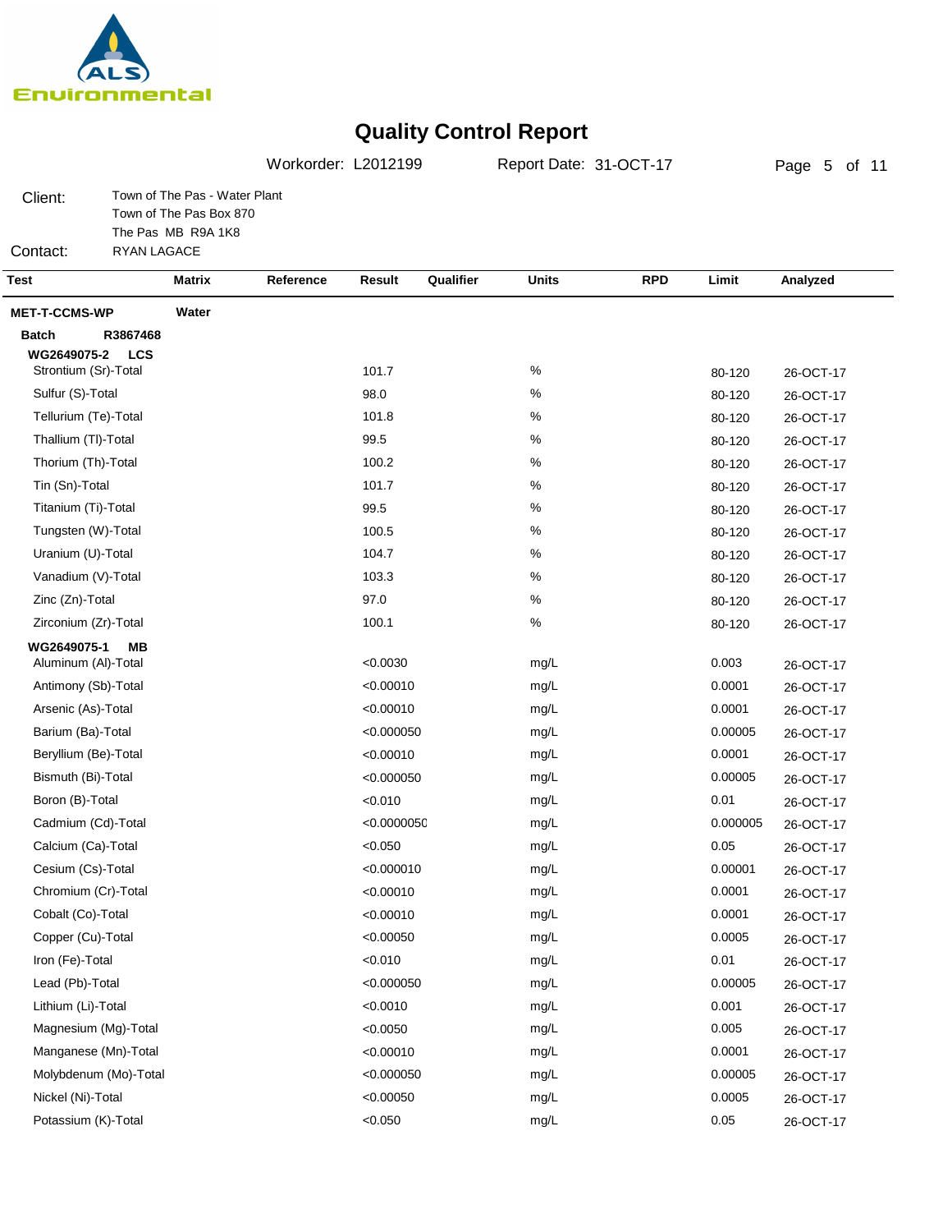# Quality Control Report

Workorder: L2012199 Report Date: 31-OCT-17

Client: Town of The Pas - Water Plant
Town of The Pas Box 870
The Pas MB R9A 1K8

Contact: RYAN LAGACE

| Test | Matrix | Reference | Result | Qualifier | Units | RPD | Limit | Analyzed |
|---|---|---|---|---|---|---|---|---|
| **MET-T-CCMS-WP** | **Water** | | | | | | | |
| **Batch R3867468** | | | | | | | | |
| **WG2649075-2 LCS** | | | | | | | | |
| Strontium (Sr)-Total | | | 101.7 | | % | | 80-120 | 26-OCT-17 |
| Sulfur (S)-Total | | | 98.0 | | % | | 80-120 | 26-OCT-17 |
| Tellurium (Te)-Total | | | 101.8 | | % | | 80-120 | 26-OCT-17 |
| Thallium (Tl)-Total | | | 99.5 | | % | | 80-120 | 26-OCT-17 |
| Thorium (Th)-Total | | | 100.2 | | % | | 80-120 | 26-OCT-17 |
| Tin (Sn)-Total | | | 101.7 | | % | | 80-120 | 26-OCT-17 |
| Titanium (Ti)-Total | | | 99.5 | | % | | 80-120 | 26-OCT-17 |
| Tungsten (W)-Total | | | 100.5 | | % | | 80-120 | 26-OCT-17 |
| Uranium (U)-Total | | | 104.7 | | % | | 80-120 | 26-OCT-17 |
| Vanadium (V)-Total | | | 103.3 | | % | | 80-120 | 26-OCT-17 |
| Zinc (Zn)-Total | | | 97.0 | | % | | 80-120 | 26-OCT-17 |
| Zirconium (Zr)-Total | | | 100.1 | | % | | 80-120 | 26-OCT-17 |
| **WG2649075-1 MB** | | | | | | | | |
| Aluminum (Al)-Total | | | <0.0030 | | mg/L | | 0.003 | 26-OCT-17 |
| Antimony (Sb)-Total | | | <0.00010 | | mg/L | | 0.0001 | 26-OCT-17 |
| Arsenic (As)-Total | | | <0.00010 | | mg/L | | 0.0001 | 26-OCT-17 |
| Barium (Ba)-Total | | | <0.000050 | | mg/L | | 0.00005 | 26-OCT-17 |
| Beryllium (Be)-Total | | | <0.00010 | | mg/L | | 0.0001 | 26-OCT-17 |
| Bismuth (Bi)-Total | | | <0.000050 | | mg/L | | 0.00005 | 26-OCT-17 |
| Boron (B)-Total | | | <0.010 | | mg/L | | 0.01 | 26-OCT-17 |
| Cadmium (Cd)-Total | | | <0.0000050 | | mg/L | | 0.000005 | 26-OCT-17 |
| Calcium (Ca)-Total | | | <0.050 | | mg/L | | 0.05 | 26-OCT-17 |
| Cesium (Cs)-Total | | | <0.000010 | | mg/L | | 0.00001 | 26-OCT-17 |
| Chromium (Cr)-Total | | | <0.00010 | | mg/L | | 0.0001 | 26-OCT-17 |
| Cobalt (Co)-Total | | | <0.00010 | | mg/L | | 0.0001 | 26-OCT-17 |
| Copper (Cu)-Total | | | <0.00050 | | mg/L | | 0.0005 | 26-OCT-17 |
| Iron (Fe)-Total | | | <0.010 | | mg/L | | 0.01 | 26-OCT-17 |
| Lead (Pb)-Total | | | <0.000050 | | mg/L | | 0.00005 | 26-OCT-17 |
| Lithium (Li)-Total | | | <0.0010 | | mg/L | | 0.001 | 26-OCT-17 |
| Magnesium (Mg)-Total | | | <0.0050 | | mg/L | | 0.005 | 26-OCT-17 |
| Manganese (Mn)-Total | | | <0.00010 | | mg/L | | 0.0001 | 26-OCT-17 |
| Molybdenum (Mo)-Total | | | <0.000050 | | mg/L | | 0.00005 | 26-OCT-17 |
| Nickel (Ni)-Total | | | <0.00050 | | mg/L | | 0.0005 | 26-OCT-17 |
| Potassium (K)-Total | | | <0.050 | | mg/L | | 0.05 | 26-OCT-17 |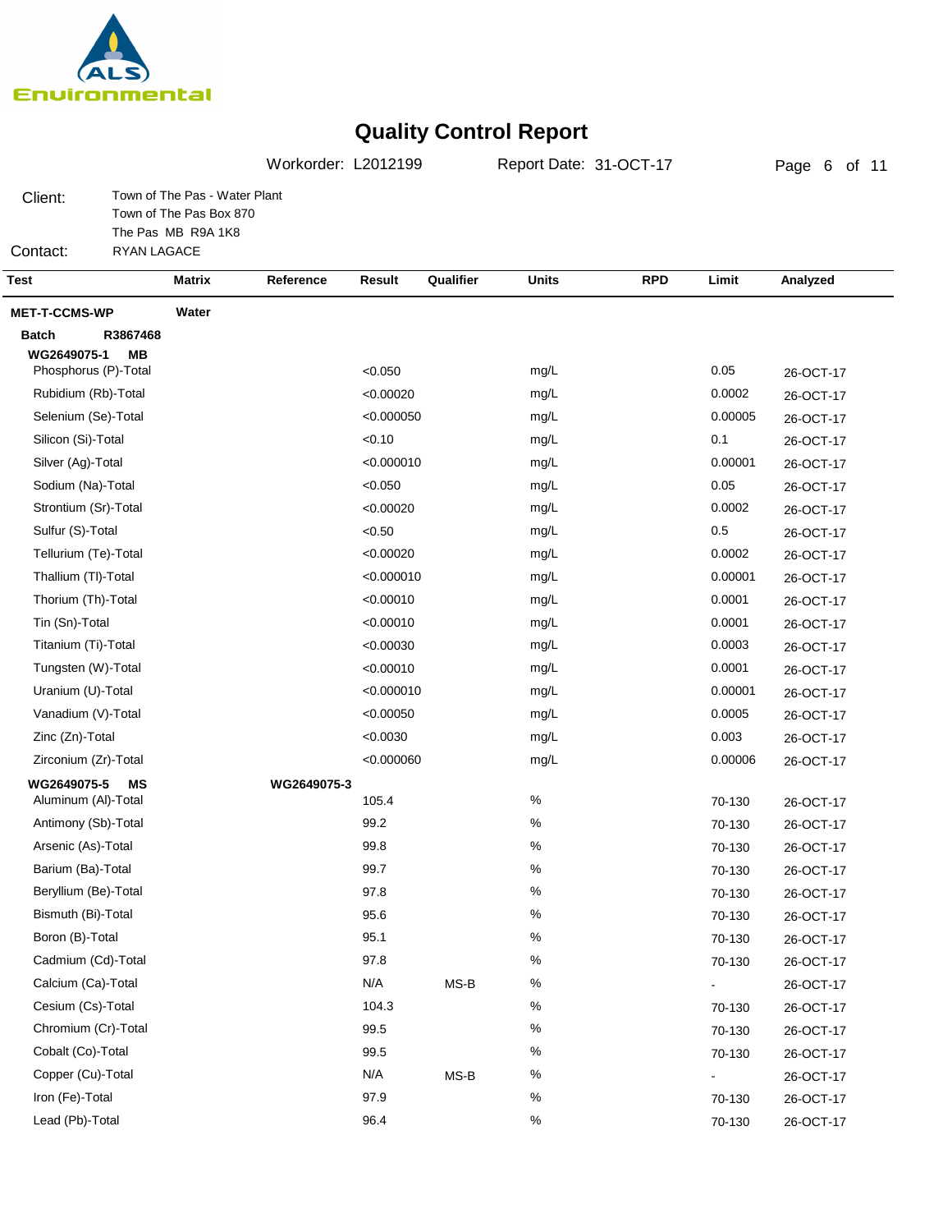# Quality Control Report

Workorder: L2012199 Report Date: 31-OCT-17

Client: Town of The Pas - Water Plant
Town of The Pas Box 870
The Pas MB R9A 1K8

Contact: RYAN LAGACE

| Test | Matrix | Reference | Result | Qualifier | Units | RPD | Limit | Analyzed |
|---|---|---|---|---|---|---|---|---|
| **MET-T-CCMS-WP** | **Water** | | | | | | | |
| **Batch R3867468** | | | | | | | | |
| **WG2649075-1 MB** | | | | | | | | |
| Phosphorus (P)-Total | | | <0.050 | | mg/L | | 0.05 | 26-OCT-17 |
| Rubidium (Rb)-Total | | | <0.00020 | | mg/L | | 0.0002 | 26-OCT-17 |
| Selenium (Se)-Total | | | <0.000050 | | mg/L | | 0.00005 | 26-OCT-17 |
| Silicon (Si)-Total | | | <0.10 | | mg/L | | 0.1 | 26-OCT-17 |
| Silver (Ag)-Total | | | <0.000010 | | mg/L | | 0.00001 | 26-OCT-17 |
| Sodium (Na)-Total | | | <0.050 | | mg/L | | 0.05 | 26-OCT-17 |
| Strontium (Sr)-Total | | | <0.00020 | | mg/L | | 0.0002 | 26-OCT-17 |
| Sulfur (S)-Total | | | <0.50 | | mg/L | | 0.5 | 26-OCT-17 |
| Tellurium (Te)-Total | | | <0.00020 | | mg/L | | 0.0002 | 26-OCT-17 |
| Thallium (Tl)-Total | | | <0.000010 | | mg/L | | 0.00001 | 26-OCT-17 |
| Thorium (Th)-Total | | | <0.00010 | | mg/L | | 0.0001 | 26-OCT-17 |
| Tin (Sn)-Total | | | <0.00010 | | mg/L | | 0.0001 | 26-OCT-17 |
| Titanium (Ti)-Total | | | <0.00030 | | mg/L | | 0.0003 | 26-OCT-17 |
| Tungsten (W)-Total | | | <0.00010 | | mg/L | | 0.0001 | 26-OCT-17 |
| Uranium (U)-Total | | | <0.000010 | | mg/L | | 0.00001 | 26-OCT-17 |
| Vanadium (V)-Total | | | <0.00050 | | mg/L | | 0.0005 | 26-OCT-17 |
| Zinc (Zn)-Total | | | <0.0030 | | mg/L | | 0.003 | 26-OCT-17 |
| Zirconium (Zr)-Total | | | <0.000060 | | mg/L | | 0.00006 | 26-OCT-17 |
| **WG2649075-5 MS** | | **WG2649075-3** | | | | | | |
| Aluminum (Al)-Total | | | 105.4 | | % | | 70-130 | 26-OCT-17 |
| Antimony (Sb)-Total | | | 99.2 | | % | | 70-130 | 26-OCT-17 |
| Arsenic (As)-Total | | | 99.8 | | % | | 70-130 | 26-OCT-17 |
| Barium (Ba)-Total | | | 99.7 | | % | | 70-130 | 26-OCT-17 |
| Beryllium (Be)-Total | | | 97.8 | | % | | 70-130 | 26-OCT-17 |
| Bismuth (Bi)-Total | | | 95.6 | | % | | 70-130 | 26-OCT-17 |
| Boron (B)-Total | | | 95.1 | | % | | 70-130 | 26-OCT-17 |
| Cadmium (Cd)-Total | | | 97.8 | | % | | 70-130 | 26-OCT-17 |
| Calcium (Ca)-Total | | | N/A | MS-B | % | | - | 26-OCT-17 |
| Cesium (Cs)-Total | | | 104.3 | | % | | 70-130 | 26-OCT-17 |
| Chromium (Cr)-Total | | | 99.5 | | % | | 70-130 | 26-OCT-17 |
| Cobalt (Co)-Total | | | 99.5 | | % | | 70-130 | 26-OCT-17 |
| Copper (Cu)-Total | | | N/A | MS-B | % | | - | 26-OCT-17 |
| Iron (Fe)-Total | | | 97.9 | | % | | 70-130 | 26-OCT-17 |
| Lead (Pb)-Total | | | 96.4 | | % | | 70-130 | 26-OCT-17 |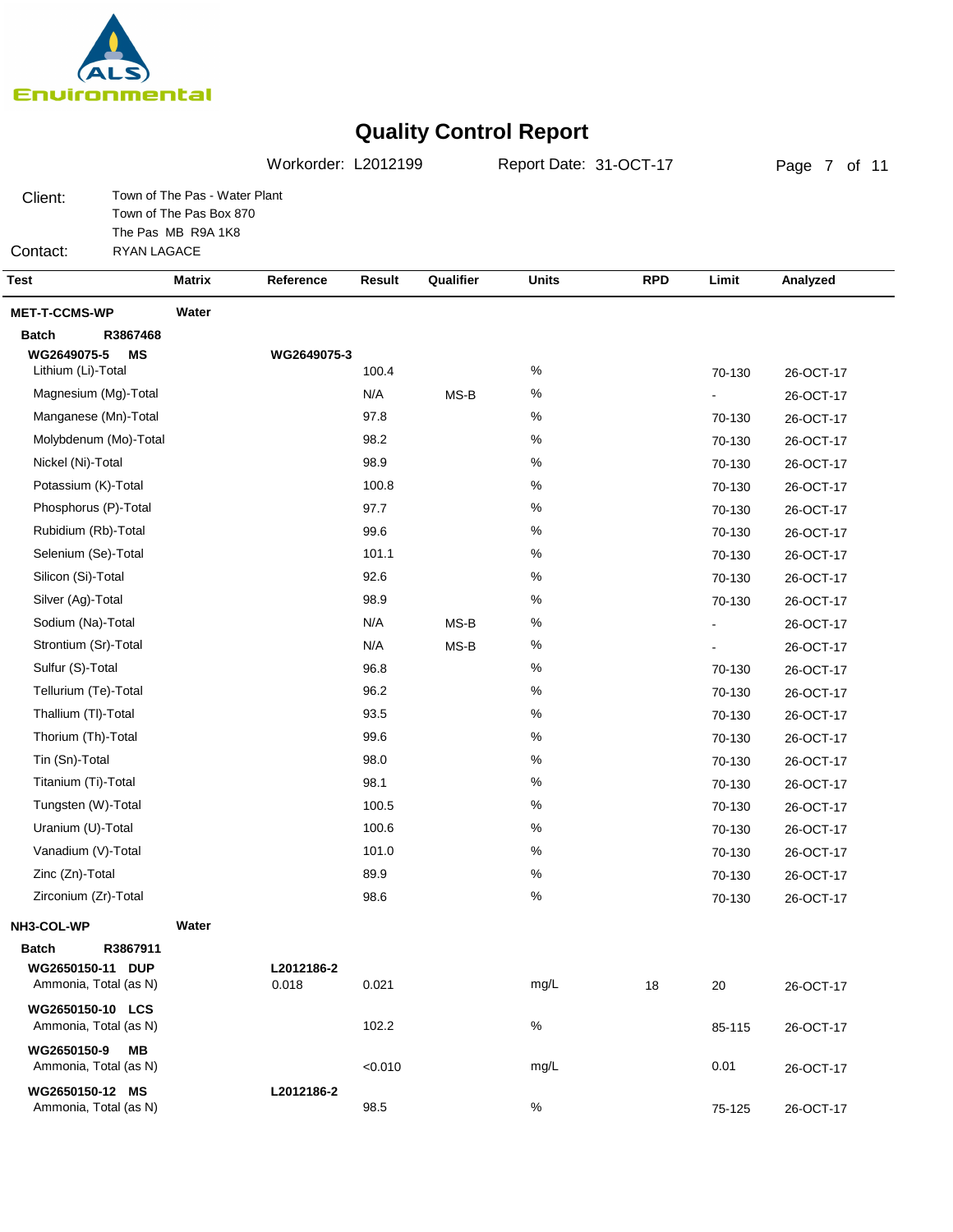# Quality Control Report

Workorder: L2012199 Report Date: 31-OCT-17

Client: Town of The Pas - Water Plant
Town of The Pas Box 870
The Pas MB R9A 1K8

Contact: RYAN LAGACE

| Test | Matrix | Reference | Result | Qualifier | Units | RPD | Limit | Analyzed |
|---|---|---|---|---|---|---|---|---|
| **MET-T-CCMS-WP** | **Water** | | | | | | | |
| **Batch R3867468** | | | | | | | | |
| **WG2649075-5 MS** | | **WG2649075-3** | | | | | | |
| Lithium (Li)-Total | | | 100.4 | | % | | 70-130 | 26-OCT-17 |
| Magnesium (Mg)-Total | | | N/A | MS-B | % | | - | 26-OCT-17 |
| Manganese (Mn)-Total | | | 97.8 | | % | | 70-130 | 26-OCT-17 |
| Molybdenum (Mo)-Total | | | 98.2 | | % | | 70-130 | 26-OCT-17 |
| Nickel (Ni)-Total | | | 98.9 | | % | | 70-130 | 26-OCT-17 |
| Potassium (K)-Total | | | 100.8 | | % | | 70-130 | 26-OCT-17 |
| Phosphorus (P)-Total | | | 97.7 | | % | | 70-130 | 26-OCT-17 |
| Rubidium (Rb)-Total | | | 99.6 | | % | | 70-130 | 26-OCT-17 |
| Selenium (Se)-Total | | | 101.1 | | % | | 70-130 | 26-OCT-17 |
| Silicon (Si)-Total | | | 92.6 | | % | | 70-130 | 26-OCT-17 |
| Silver (Ag)-Total | | | 98.9 | | % | | 70-130 | 26-OCT-17 |
| Sodium (Na)-Total | | | N/A | MS-B | % | | - | 26-OCT-17 |
| Strontium (Sr)-Total | | | N/A | MS-B | % | | - | 26-OCT-17 |
| Sulfur (S)-Total | | | 96.8 | | % | | 70-130 | 26-OCT-17 |
| Tellurium (Te)-Total | | | 96.2 | | % | | 70-130 | 26-OCT-17 |
| Thallium (Tl)-Total | | | 93.5 | | % | | 70-130 | 26-OCT-17 |
| Thorium (Th)-Total | | | 99.6 | | % | | 70-130 | 26-OCT-17 |
| Tin (Sn)-Total | | | 98.0 | | % | | 70-130 | 26-OCT-17 |
| Titanium (Ti)-Total | | | 98.1 | | % | | 70-130 | 26-OCT-17 |
| Tungsten (W)-Total | | | 100.5 | | % | | 70-130 | 26-OCT-17 |
| Uranium (U)-Total | | | 100.6 | | % | | 70-130 | 26-OCT-17 |
| Vanadium (V)-Total | | | 101.0 | | % | | 70-130 | 26-OCT-17 |
| Zinc (Zn)-Total | | | 89.9 | | % | | 70-130 | 26-OCT-17 |
| Zirconium (Zr)-Total | | | 98.6 | | % | | 70-130 | 26-OCT-17 |
| **NH3-COL-WP** | **Water** | | | | | | | |
| **Batch R3867911** | | | | | | | | |
| **WG2650150-11 DUP** | | **L2012186-2** | | | | | | |
| Ammonia, Total (as N) | | 0.018 | 0.021 | | mg/L | 18 | 20 | 26-OCT-17 |
| **WG2650150-10 LCS** | | | | | | | | |
| Ammonia, Total (as N) | | | 102.2 | | % | | 85-115 | 26-OCT-17 |
| **WG2650150-9 MB** | | | | | | | | |
| Ammonia, Total (as N) | | | <0.010 | | mg/L | | 0.01 | 26-OCT-17 |
| **WG2650150-12 MS** | | **L2012186-2** | | | | | | |
| Ammonia, Total (as N) | | | 98.5 | | % | | 75-125 | 26-OCT-17 |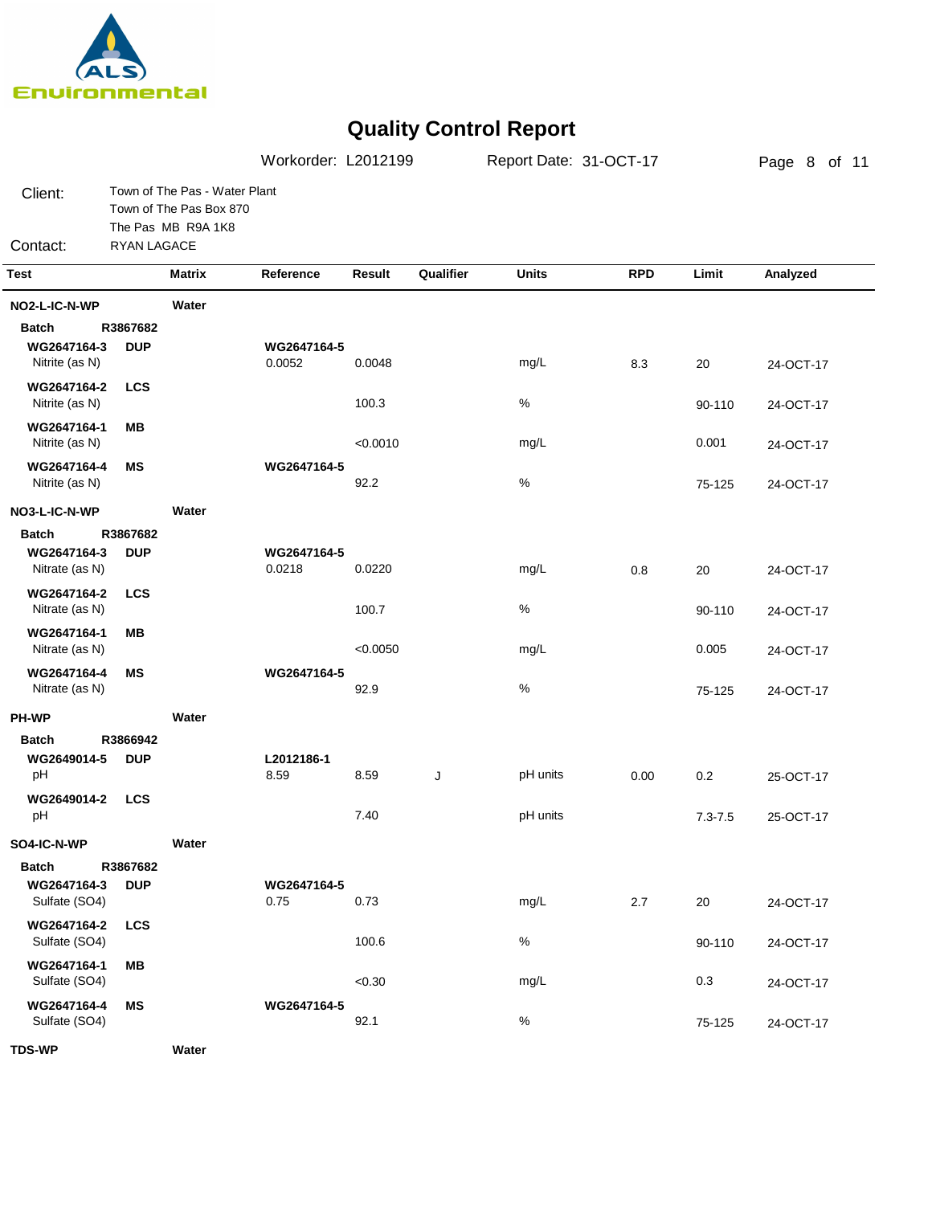# Quality Control Report

Workorder: L2012199 Report Date: 31-OCT-17

Client: Town of The Pas - Water Plant
Town of The Pas Box 870
The Pas MB R9A 1K8

Contact: RYAN LAGACE

| Test | | Matrix | Reference | Result | Qualifier | Units | RPD | Limit | Analyzed |
|---|---|---|---|---|---|---|---|---|---|
| **NO2-L-IC-N-WP** | | **Water** | | | | | | | |
| **Batch** | **R3867682** | | | | | | | | |
| **WG2647164-3** | **DUP** | | **WG2647164-5** | | | | | | |
| Nitrite (as N) | | | 0.0052 | 0.0048 | | mg/L | 8.3 | 20 | 24-OCT-17 |
| **WG2647164-2** | **LCS** | | | | | | | | |
| Nitrite (as N) | | | | 100.3 | | % | | 90-110 | 24-OCT-17 |
| **WG2647164-1** | **MB** | | | | | | | | |
| Nitrite (as N) | | | | <0.0010 | | mg/L | | 0.001 | 24-OCT-17 |
| **WG2647164-4** | **MS** | | **WG2647164-5** | | | | | | |
| Nitrite (as N) | | | | 92.2 | | % | | 75-125 | 24-OCT-17 |
| **NO3-L-IC-N-WP** | | **Water** | | | | | | | |
| **Batch** | **R3867682** | | | | | | | | |
| **WG2647164-3** | **DUP** | | **WG2647164-5** | | | | | | |
| Nitrate (as N) | | | 0.0218 | 0.0220 | | mg/L | 0.8 | 20 | 24-OCT-17 |
| **WG2647164-2** | **LCS** | | | | | | | | |
| Nitrate (as N) | | | | 100.7 | | % | | 90-110 | 24-OCT-17 |
| **WG2647164-1** | **MB** | | | | | | | | |
| Nitrate (as N) | | | | <0.0050 | | mg/L | | 0.005 | 24-OCT-17 |
| **WG2647164-4** | **MS** | | **WG2647164-5** | | | | | | |
| Nitrate (as N) | | | | 92.9 | | % | | 75-125 | 24-OCT-17 |
| **PH-WP** | | **Water** | | | | | | | |
| **Batch** | **R3866942** | | | | | | | | |
| **WG2649014-5** | **DUP** | | **L2012186-1** | | | | | | |
| pH | | | 8.59 | 8.59 | J | pH units | 0.00 | 0.2 | 25-OCT-17 |
| **WG2649014-2** | **LCS** | | | | | | | | |
| pH | | | | 7.40 | | pH units | | 7.3-7.5 | 25-OCT-17 |
| **SO4-IC-N-WP** | | **Water** | | | | | | | |
| **Batch** | **R3867682** | | | | | | | | |
| **WG2647164-3** | **DUP** | | **WG2647164-5** | | | | | | |
| Sulfate (SO4) | | | 0.75 | 0.73 | | mg/L | 2.7 | 20 | 24-OCT-17 |
| **WG2647164-2** | **LCS** | | | | | | | | |
| Sulfate (SO4) | | | | 100.6 | | % | | 90-110 | 24-OCT-17 |
| **WG2647164-1** | **MB** | | | | | | | | |
| Sulfate (SO4) | | | | <0.30 | | mg/L | | 0.3 | 24-OCT-17 |
| **WG2647164-4** | **MS** | | **WG2647164-5** | | | | | | |
| Sulfate (SO4) | | | | 92.1 | | % | | 75-125 | 24-OCT-17 |
| **TDS-WP** | | **Water** | | | | | | | |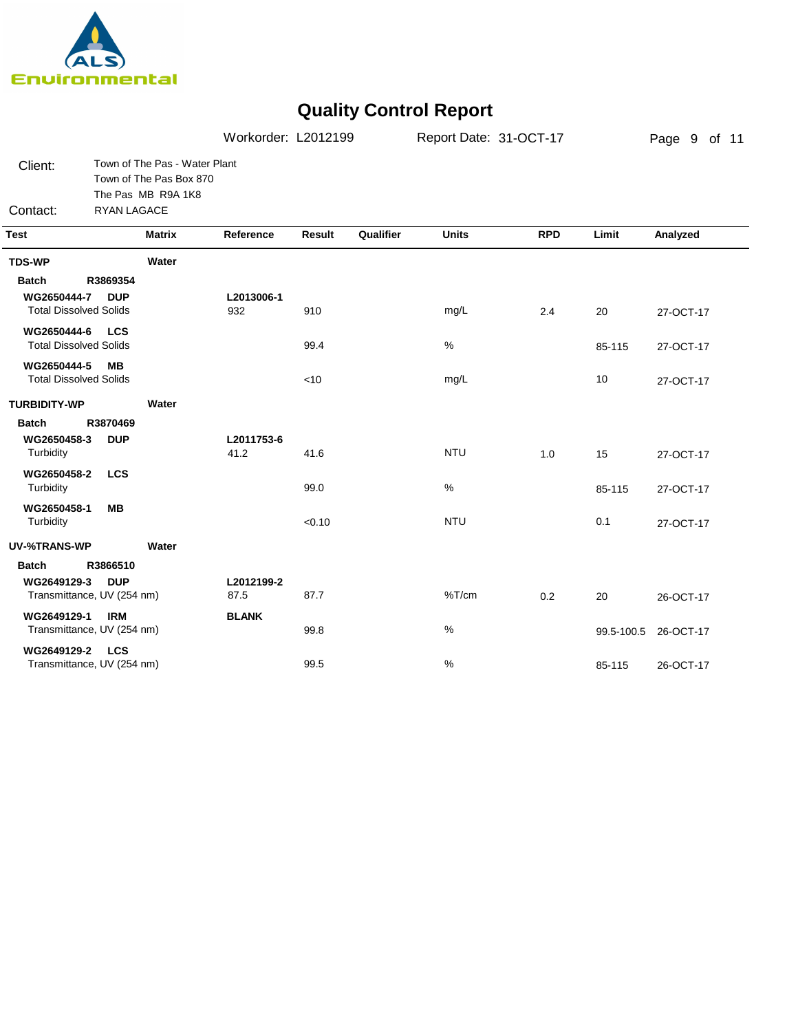# Quality Control Report

Workorder: L2012199 Report Date: 31-OCT-17

Client: Town of The Pas - Water Plant
Town of The Pas Box 870
The Pas MB R9A 1K8

Contact: RYAN LAGACE

| Test | Matrix | Reference | Result | Qualifier | Units | RPD | Limit | Analyzed |
|---|---|---|---|---|---|---|---|---|
| **TDS-WP** | **Water** | | | | | | | |
| **Batch R3869354** | | | | | | | | |
| **WG2650444-7 DUP** | | **L2013006-1** | | | | | | |
| Total Dissolved Solids | | 932 | 910 | | mg/L | 2.4 | 20 | 27-OCT-17 |
| **WG2650444-6 LCS** | | | | | | | | |
| Total Dissolved Solids | | | 99.4 | | % | | 85-115 | 27-OCT-17 |
| **WG2650444-5 MB** | | | | | | | | |
| Total Dissolved Solids | | | <10 | | mg/L | | 10 | 27-OCT-17 |
| **TURBIDITY-WP** | **Water** | | | | | | | |
| **Batch R3870469** | | | | | | | | |
| **WG2650458-3 DUP** | | **L2011753-6** | | | | | | |
| Turbidity | | 41.2 | 41.6 | | NTU | 1.0 | 15 | 27-OCT-17 |
| **WG2650458-2 LCS** | | | | | | | | |
| Turbidity | | | 99.0 | | % | | 85-115 | 27-OCT-17 |
| **WG2650458-1 MB** | | | | | | | | |
| Turbidity | | | <0.10 | | NTU | | 0.1 | 27-OCT-17 |
| **UV-%TRANS-WP** | **Water** | | | | | | | |
| **Batch R3866510** | | | | | | | | |
| **WG2649129-3 DUP** | | **L2012199-2** | | | | | | |
| Transmittance, UV (254 nm) | | 87.5 | 87.7 | | %T/cm | 0.2 | 20 | 26-OCT-17 |
| **WG2649129-1 IRM** | | **BLANK** | | | | | | |
| Transmittance, UV (254 nm) | | | 99.8 | | % | | 99.5-100.5 | 26-OCT-17 |
| **WG2649129-2 LCS** | | | | | | | | |
| Transmittance, UV (254 nm) | | | 99.5 | | % | | 85-115 | 26-OCT-17 |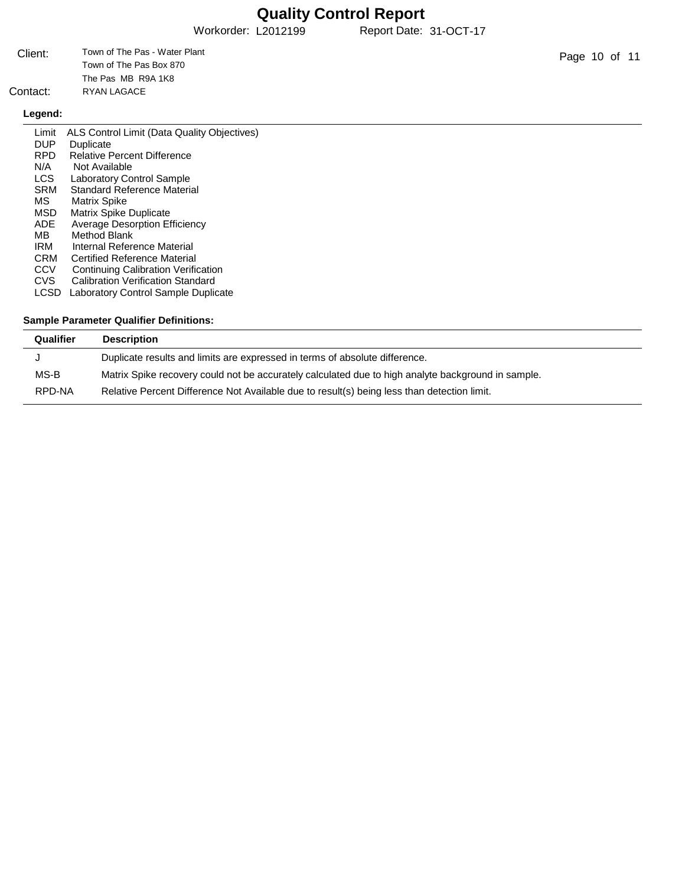# Quality Control Report

Workorder: L2012199 Report Date: 31-OCT-17

Client: Town of The Pas - Water Plant
Town of The Pas Box 870
The Pas MB R9A 1K8

Contact: RYAN LAGACE

**Legend:**

| | |
|---|---|
| Limit | ALS Control Limit (Data Quality Objectives) |
| DUP | Duplicate |
| RPD | Relative Percent Difference |
| N/A | Not Available |
| LCS | Laboratory Control Sample |
| SRM | Standard Reference Material |
| MS | Matrix Spike |
| MSD | Matrix Spike Duplicate |
| ADE | Average Desorption Efficiency |
| MB | Method Blank |
| IRM | Internal Reference Material |
| CRM | Certified Reference Material |
| CCV | Continuing Calibration Verification |
| CVS | Calibration Verification Standard |
| LCSD | Laboratory Control Sample Duplicate |

**Sample Parameter Qualifier Definitions:**

| Qualifier | Description |
|---|---|
| J | Duplicate results and limits are expressed in terms of absolute difference. |
| MS-B | Matrix Spike recovery could not be accurately calculated due to high analyte background in sample. |
| RPD-NA | Relative Percent Difference Not Available due to result(s) being less than detection limit. |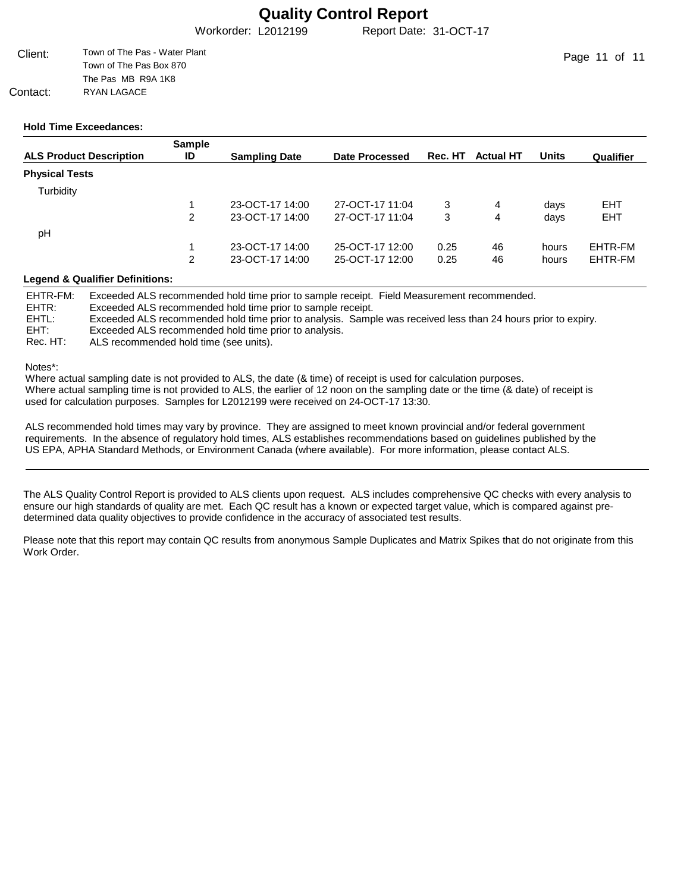# Quality Control Report

Workorder: L2012199 Report Date: 31-OCT-17

Client: Town of The Pas - Water Plant
Town of The Pas Box 870
The Pas MB R9A 1K8

Contact: RYAN LAGACE

**Hold Time Exceedances:**

| ALS Product Description | Sample ID | Sampling Date | Date Processed | Rec. HT | Actual HT | Units | Qualifier |
|---|---|---|---|---|---|---|---|
| **Physical Tests** | | | | | | | |
| Turbidity | | | | | | | |
| | 1 | 23-OCT-17 14:00 | 27-OCT-17 11:04 | 3 | 4 | days | EHT |
| | 2 | 23-OCT-17 14:00 | 27-OCT-17 11:04 | 3 | 4 | days | EHT |
| pH | | | | | | | |
| | 1 | 23-OCT-17 14:00 | 25-OCT-17 12:00 | 0.25 | 46 | hours | EHTR-FM |
| | 2 | 23-OCT-17 14:00 | 25-OCT-17 12:00 | 0.25 | 46 | hours | EHTR-FM |

**Legend & Qualifier Definitions:**

EHTR-FM: Exceeded ALS recommended hold time prior to sample receipt. Field Measurement recommended.
EHTR: Exceeded ALS recommended hold time prior to sample receipt.
EHTL: Exceeded ALS recommended hold time prior to analysis. Sample was received less than 24 hours prior to expiry.
EHT: Exceeded ALS recommended hold time prior to analysis.
Rec. HT: ALS recommended hold time (see units).

Notes*:
Where actual sampling date is not provided to ALS, the date (& time) of receipt is used for calculation purposes.
Where actual sampling time is not provided to ALS, the earlier of 12 noon on the sampling date or the time (& date) of receipt is used for calculation purposes. Samples for L2012199 were received on 24-OCT-17 13:30.

ALS recommended hold times may vary by province. They are assigned to meet known provincial and/or federal government requirements. In the absence of regulatory hold times, ALS establishes recommendations based on guidelines published by the US EPA, APHA Standard Methods, or Environment Canada (where available). For more information, please contact ALS.

---

The ALS Quality Control Report is provided to ALS clients upon request. ALS includes comprehensive QC checks with every analysis to ensure our high standards of quality are met. Each QC result has a known or expected target value, which is compared against pre-determined data quality objectives to provide confidence in the accuracy of associated test results.

Please note that this report may contain QC results from anonymous Sample Duplicates and Matrix Spikes that do not originate from this Work Order.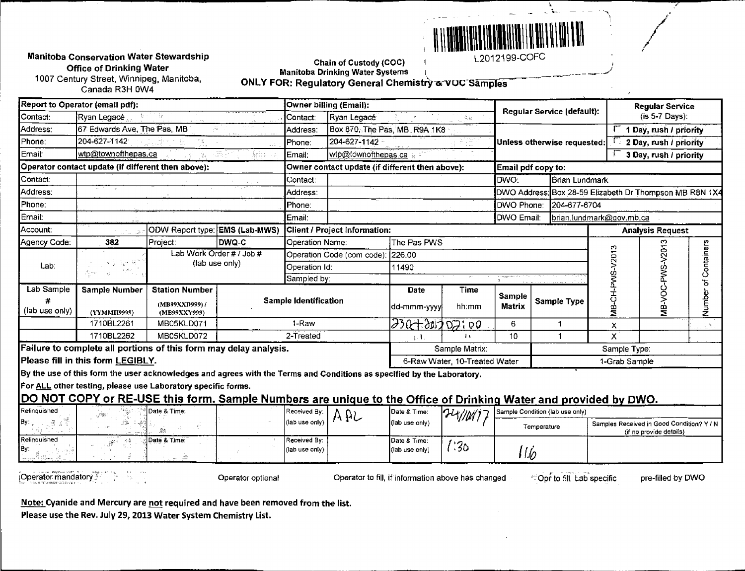L2012199-COFC

**Manitoba Conservation Water Stewardship**
**Office of Drinking Water**
1007 Century Street, Winnipeg, Manitoba,
Canada R3H 0W4

**Chain of Custody (COC)**
**Manitoba Drinking Water Systems**
**ONLY FOR: Regulatory General Chemistry & VOC Samples**

| Report to Operator (email pdf): | | Owner billing (Email): | | Regular Service (default): | Regular Service (is 5-7 Days): |
|---|---|---|---|---|---|
| Contact: | Ryan Legacé | Contact: | Ryan Legacé | | |
| Address: | 67 Edwards Ave, The Pas, MB | Address: | Box 870, The Pas, MB, R9A 1K8 | Unless otherwise requested: | 1 Day, rush / priority |
| Phone: | 204-627-1142 | Phone: | 204-627-1142 | | 2 Day, rush / priority |
| Email: | wtp@townofthepas.ca | Email: | wtp@townofthepas.ca | | 3 Day, rush / priority |

| Operator contact update (if different then above): | | Owner contact update (if different then above): | | Email pdf copy to: | |
|---|---|---|---|---|---|
| Contact: | | Contact: | | DWO: | Brian Lundmark |
| Address: | | Address: | | DWO Address: | Box 28-59 Elizabeth Dr Thompson MB R8N 1X4 |
| Phone: | | Phone: | | DWO Phone: | 204-677-6704 |
| Email: | | Email: | | DWO Email: | brian.lundmark@gov.mb.ca |

| Account: | | ODW Report type: | EMS (Lab-MWS) | Client / Project Information: | |
|---|---|---|---|---|---|
| Agency Code: | 382 | Project: | DWQ-C | Operation Name: | The Pas PWS |
| Lab: | | Lab Work Order # / Job # (lab use only) | | Operation Code (com code): | 226.00 |
| | | | | Operation Id: | 11490 |
| | | | | Sampled by: | |

**Analysis Request**

| Lab Sample # (lab use only) | Sample Number (YYMMII9999) | Station Number (MB99XXD999) / (MB99XXY999) | Sample Identification | Date dd-mmm-yyyy | Time hh:mm | Sample Matrix | Sample Type | MB-CH-PWS-V2013 | MB-VOC-PWS-V2013 | Number of Containers |
|---|---|---|---|---|---|---|---|---|---|---|
| | 1710BL2261 | MB05KLD071 | 1-Raw | 23Oct2017 | 02:00 | 6 | 1 | X | | |
| | 1710BL2262 | MB05KLD072 | 2-Treated | " | " | 10 | 1 | X | | |

**Failure to complete all portions of this form may delay analysis.**
**Please fill in this form LEGIBLY.**

Sample Matrix: 6-Raw Water, 10-Treated Water
Sample Type: 1-Grab Sample

**By the use of this form the user acknowledges and agrees with the Terms and Conditions as specified by the Laboratory.**
**For ALL other testing, please use Laboratory specific forms.**

## DO NOT COPY or RE-USE this form. Sample Numbers are unique to the Office of Drinking Water and provided by DWO.

| Relinquished By: | | Date & Time: | | Received By: (lab use only) | APL | Date & Time: (lab use only) | 24/10/17 | Sample Condition (lab use only) Temperature | Samples Received in Good Condition? Y / N (if no provide details) |
|---|---|---|---|---|---|---|---|---|---|
| Relinquished By: | | Date & Time: | | Received By: (lab use only) | | Date & Time: (lab use only) | 1:30 | 11.6 | |

Operator mandatory | Operator optional | Operator to fill, if information above has changed | Opr to fill, Lab specific | pre-filled by DWO

**Note: Cyanide and Mercury are not required and have been removed from the list.**
**Please use the Rev. July 29, 2013 Water System Chemistry List.**